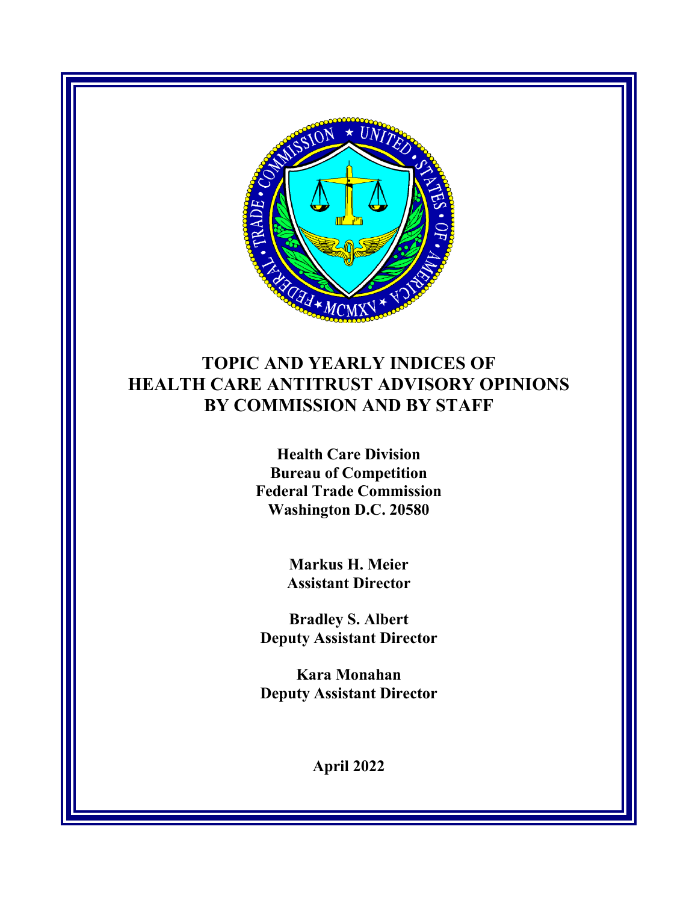# TOPIC AND YEARLY INDICES OF HEALTH CARE ANTITRUST ADVISORY OPINIONS BY COMMISSION AND BY STAFF

**Health Care Division**
**Bureau of Competition**
**Federal Trade Commission**
**Washington D.C. 20580**

**Markus H. Meier**
**Assistant Director**

**Bradley S. Albert**
**Deputy Assistant Director**

**Kara Monahan**
**Deputy Assistant Director**

**April 2022**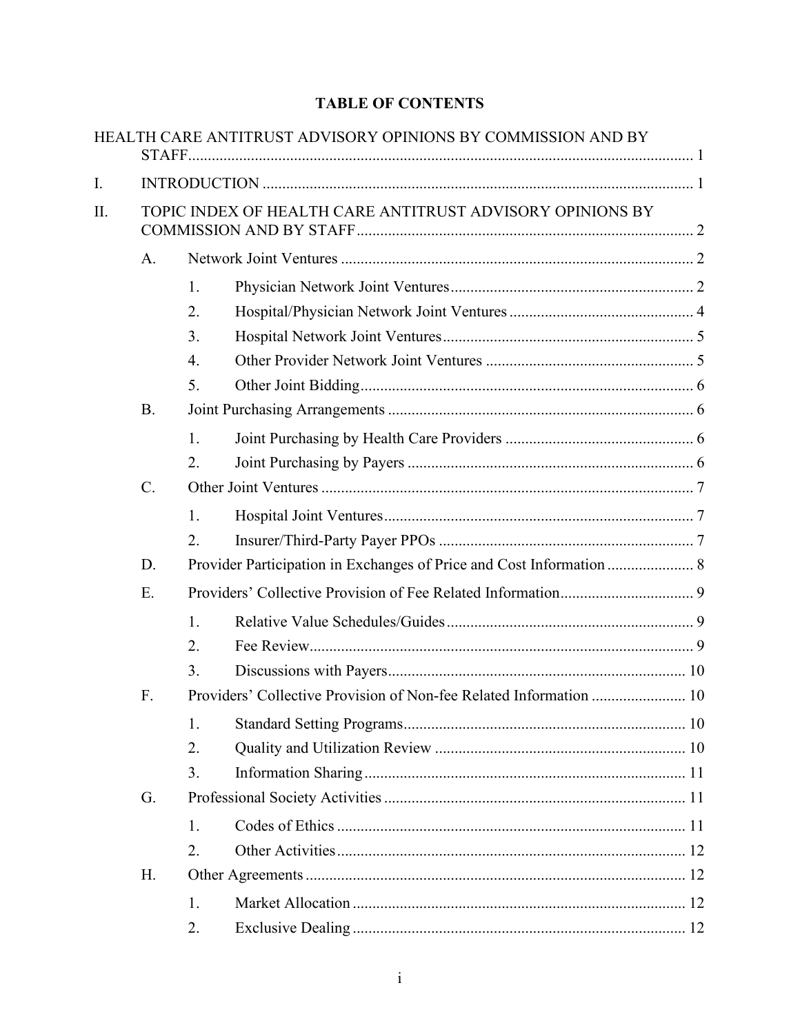# TABLE OF CONTENTS

HEALTH CARE ANTITRUST ADVISORY OPINIONS BY COMMISSION AND BY STAFF ..... 1

I. INTRODUCTION ..... 1

II. TOPIC INDEX OF HEALTH CARE ANTITRUST ADVISORY OPINIONS BY COMMISSION AND BY STAFF ..... 2

- A. Network Joint Ventures ..... 2
  - 1. Physician Network Joint Ventures ..... 2
  - 2. Hospital/Physician Network Joint Ventures ..... 4
  - 3. Hospital Network Joint Ventures ..... 5
  - 4. Other Provider Network Joint Ventures ..... 5
  - 5. Other Joint Bidding ..... 6
- B. Joint Purchasing Arrangements ..... 6
  - 1. Joint Purchasing by Health Care Providers ..... 6
  - 2. Joint Purchasing by Payers ..... 6
- C. Other Joint Ventures ..... 7
  - 1. Hospital Joint Ventures ..... 7
  - 2. Insurer/Third-Party Payer PPOs ..... 7
- D. Provider Participation in Exchanges of Price and Cost Information ..... 8
- E. Providers' Collective Provision of Fee Related Information ..... 9
  - 1. Relative Value Schedules/Guides ..... 9
  - 2. Fee Review ..... 9
  - 3. Discussions with Payers ..... 10
- F. Providers' Collective Provision of Non-fee Related Information ..... 10
  - 1. Standard Setting Programs ..... 10
  - 2. Quality and Utilization Review ..... 10
  - 3. Information Sharing ..... 11
- G. Professional Society Activities ..... 11
  - 1. Codes of Ethics ..... 11
  - 2. Other Activities ..... 12
- H. Other Agreements ..... 12
  - 1. Market Allocation ..... 12
  - 2. Exclusive Dealing ..... 12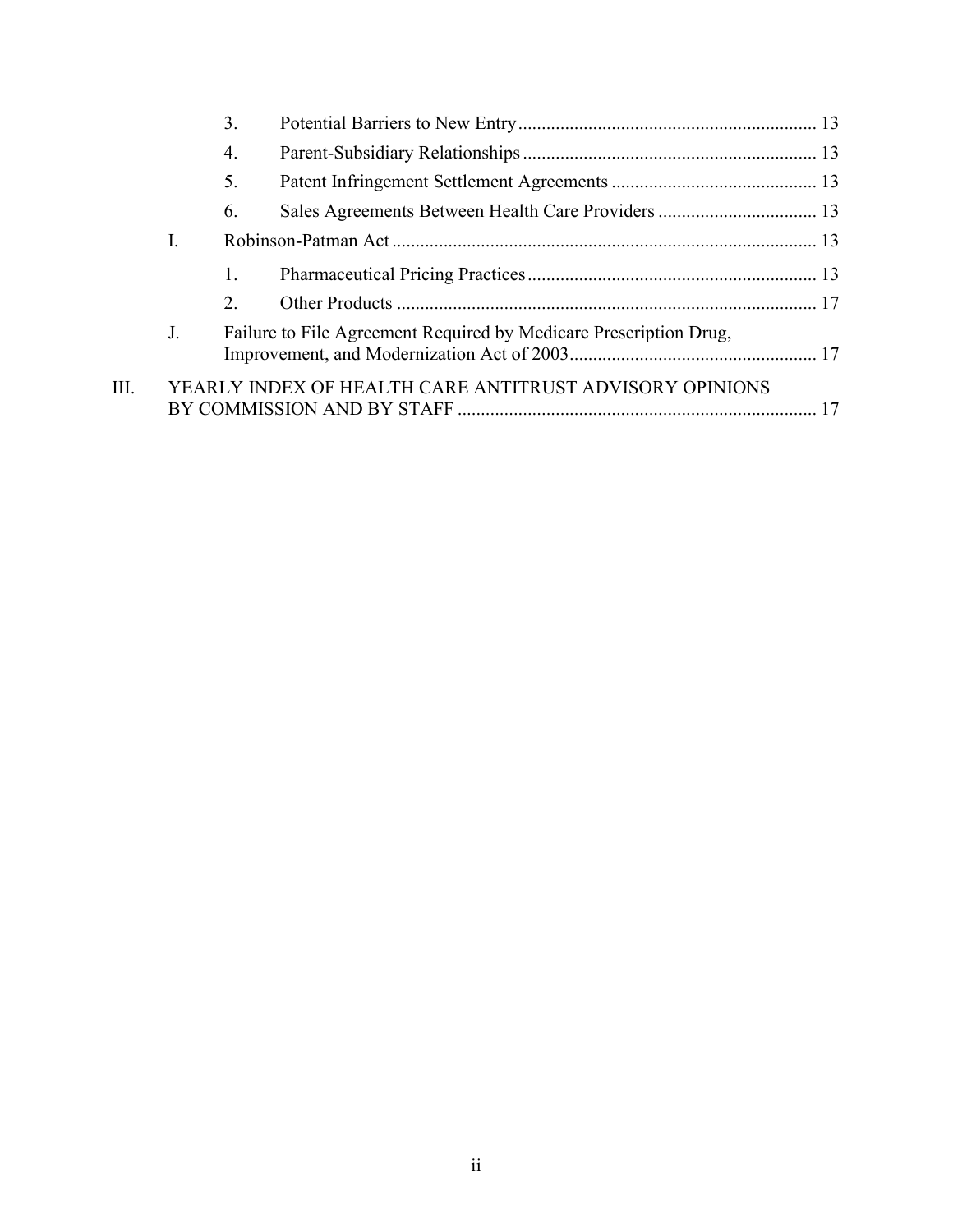3. Potential Barriers to New Entry ............................................................... 13

4. Parent-Subsidiary Relationships .............................................................. 13

5. Patent Infringement Settlement Agreements ........................................... 13

6. Sales Agreements Between Health Care Providers .................................. 13

I. Robinson-Patman Act .......................................................................................... 13

1. Pharmaceutical Pricing Practices ............................................................. 13

2. Other Products ......................................................................................... 17

J. Failure to File Agreement Required by Medicare Prescription Drug, Improvement, and Modernization Act of 2003 .................................................... 17

III. YEARLY INDEX OF HEALTH CARE ANTITRUST ADVISORY OPINIONS BY COMMISSION AND BY STAFF ............................................................................ 17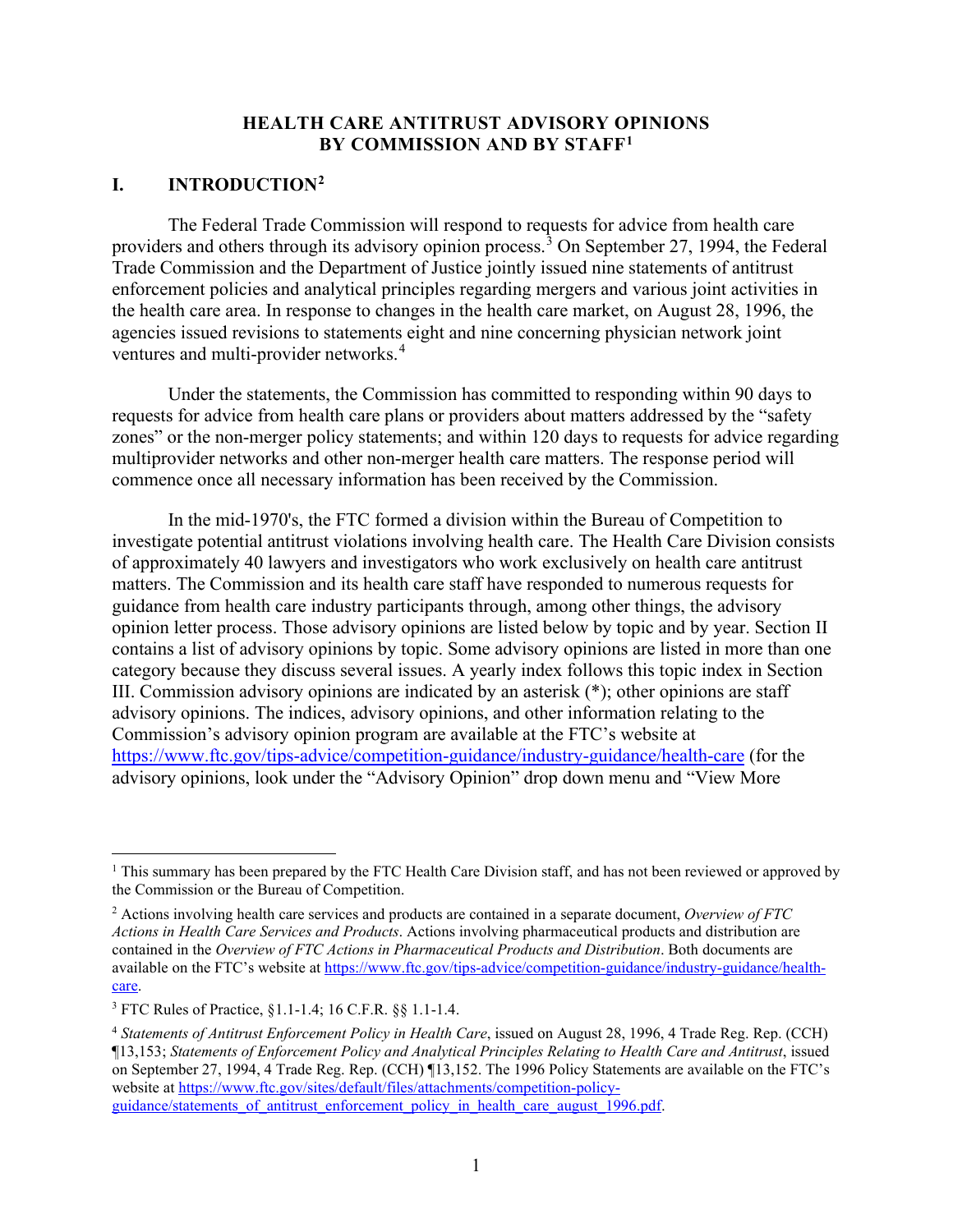# HEALTH CARE ANTITRUST ADVISORY OPINIONS BY COMMISSION AND BY STAFF[1]

## I. INTRODUCTION[2]

The Federal Trade Commission will respond to requests for advice from health care providers and others through its advisory opinion process.[3] On September 27, 1994, the Federal Trade Commission and the Department of Justice jointly issued nine statements of antitrust enforcement policies and analytical principles regarding mergers and various joint activities in the health care area. In response to changes in the health care market, on August 28, 1996, the agencies issued revisions to statements eight and nine concerning physician network joint ventures and multi-provider networks.[4]

Under the statements, the Commission has committed to responding within 90 days to requests for advice from health care plans or providers about matters addressed by the "safety zones" or the non-merger policy statements; and within 120 days to requests for advice regarding multiprovider networks and other non-merger health care matters. The response period will commence once all necessary information has been received by the Commission.

In the mid-1970's, the FTC formed a division within the Bureau of Competition to investigate potential antitrust violations involving health care. The Health Care Division consists of approximately 40 lawyers and investigators who work exclusively on health care antitrust matters. The Commission and its health care staff have responded to numerous requests for guidance from health care industry participants through, among other things, the advisory opinion letter process. Those advisory opinions are listed below by topic and by year. Section II contains a list of advisory opinions by topic. Some advisory opinions are listed in more than one category because they discuss several issues. A yearly index follows this topic index in Section III. Commission advisory opinions are indicated by an asterisk (*); other opinions are staff advisory opinions. The indices, advisory opinions, and other information relating to the Commission's advisory opinion program are available at the FTC's website at https://www.ftc.gov/tips-advice/competition-guidance/industry-guidance/health-care (for the advisory opinions, look under the "Advisory Opinion" drop down menu and "View More

---

[1] This summary has been prepared by the FTC Health Care Division staff, and has not been reviewed or approved by the Commission or the Bureau of Competition.

[2] Actions involving health care services and products are contained in a separate document, *Overview of FTC Actions in Health Care Services and Products*. Actions involving pharmaceutical products and distribution are contained in the *Overview of FTC Actions in Pharmaceutical Products and Distribution*. Both documents are available on the FTC's website at https://www.ftc.gov/tips-advice/competition-guidance/industry-guidance/health-care.

[3] FTC Rules of Practice, §1.1-1.4; 16 C.F.R. §§ 1.1-1.4.

[4] *Statements of Antitrust Enforcement Policy in Health Care*, issued on August 28, 1996, 4 Trade Reg. Rep. (CCH) ¶13,153; *Statements of Enforcement Policy and Analytical Principles Relating to Health Care and Antitrust*, issued on September 27, 1994, 4 Trade Reg. Rep. (CCH) ¶13,152. The 1996 Policy Statements are available on the FTC's website at https://www.ftc.gov/sites/default/files/attachments/competition-policy-guidance/statements_of_antitrust_enforcement_policy_in_health_care_august_1996.pdf.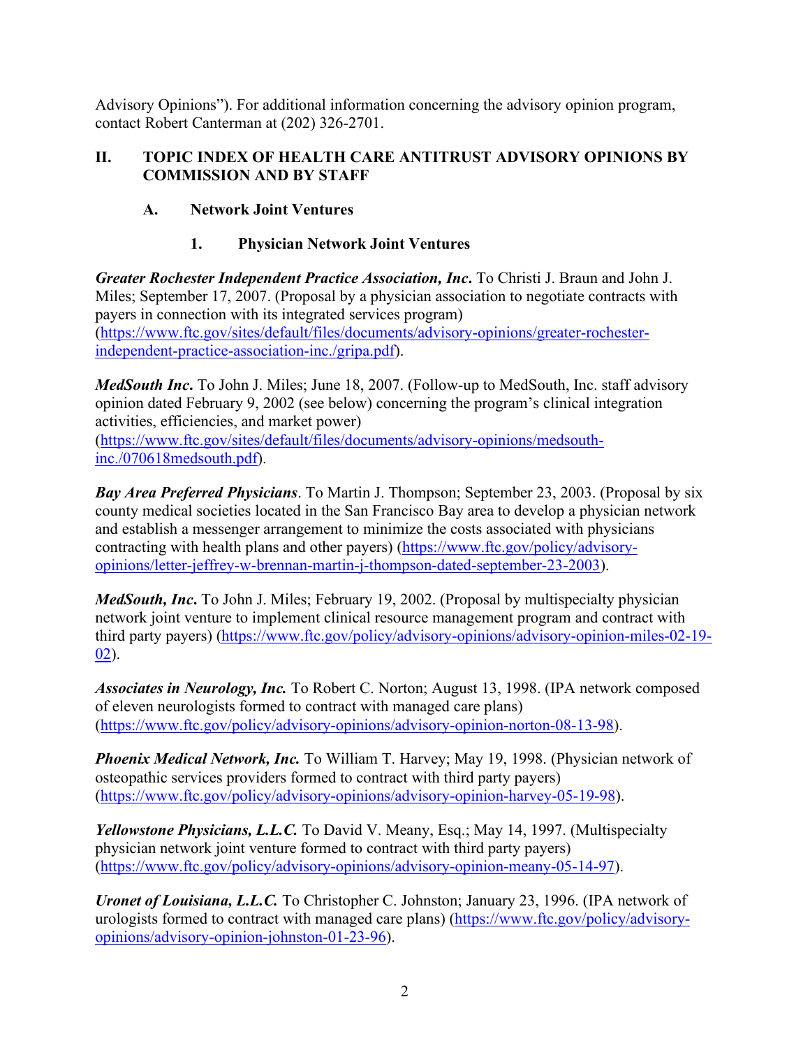Advisory Opinions"). For additional information concerning the advisory opinion program, contact Robert Canterman at (202) 326-2701.

## II. TOPIC INDEX OF HEALTH CARE ANTITRUST ADVISORY OPINIONS BY COMMISSION AND BY STAFF

### A. Network Joint Ventures

#### 1. Physician Network Joint Ventures

***Greater Rochester Independent Practice Association, Inc.*** To Christi J. Braun and John J. Miles; September 17, 2007. (Proposal by a physician association to negotiate contracts with payers in connection with its integrated services program) (https://www.ftc.gov/sites/default/files/documents/advisory-opinions/greater-rochester-independent-practice-association-inc./gripa.pdf).

***MedSouth Inc.*** To John J. Miles; June 18, 2007. (Follow-up to MedSouth, Inc. staff advisory opinion dated February 9, 2002 (see below) concerning the program's clinical integration activities, efficiencies, and market power) (https://www.ftc.gov/sites/default/files/documents/advisory-opinions/medsouth-inc./070618medsouth.pdf).

***Bay Area Preferred Physicians***. To Martin J. Thompson; September 23, 2003. (Proposal by six county medical societies located in the San Francisco Bay area to develop a physician network and establish a messenger arrangement to minimize the costs associated with physicians contracting with health plans and other payers) (https://www.ftc.gov/policy/advisory-opinions/letter-jeffrey-w-brennan-martin-j-thompson-dated-september-23-2003).

***MedSouth, Inc.*** To John J. Miles; February 19, 2002. (Proposal by multispecialty physician network joint venture to implement clinical resource management program and contract with third party payers) (https://www.ftc.gov/policy/advisory-opinions/advisory-opinion-miles-02-19-02).

***Associates in Neurology, Inc.*** To Robert C. Norton; August 13, 1998. (IPA network composed of eleven neurologists formed to contract with managed care plans) (https://www.ftc.gov/policy/advisory-opinions/advisory-opinion-norton-08-13-98).

***Phoenix Medical Network, Inc.*** To William T. Harvey; May 19, 1998. (Physician network of osteopathic services providers formed to contract with third party payers) (https://www.ftc.gov/policy/advisory-opinions/advisory-opinion-harvey-05-19-98).

***Yellowstone Physicians, L.L.C.*** To David V. Meany, Esq.; May 14, 1997. (Multispecialty physician network joint venture formed to contract with third party payers) (https://www.ftc.gov/policy/advisory-opinions/advisory-opinion-meany-05-14-97).

***Uronet of Louisiana, L.L.C.*** To Christopher C. Johnston; January 23, 1996. (IPA network of urologists formed to contract with managed care plans) (https://www.ftc.gov/policy/advisory-opinions/advisory-opinion-johnston-01-23-96).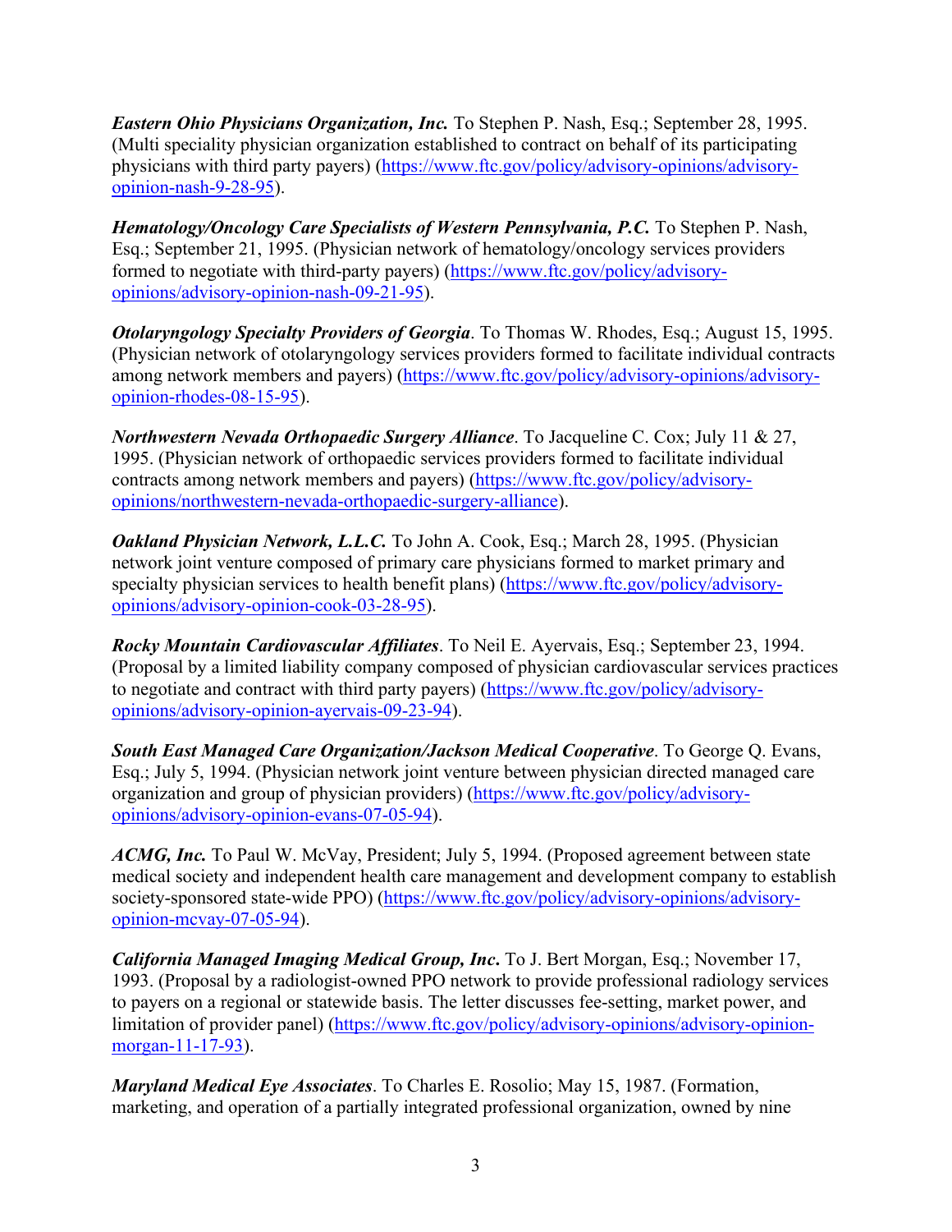***Eastern Ohio Physicians Organization, Inc.*** To Stephen P. Nash, Esq.; September 28, 1995. (Multi speciality physician organization established to contract on behalf of its participating physicians with third party payers) (https://www.ftc.gov/policy/advisory-opinions/advisory-opinion-nash-9-28-95).

***Hematology/Oncology Care Specialists of Western Pennsylvania, P.C.*** To Stephen P. Nash, Esq.; September 21, 1995. (Physician network of hematology/oncology services providers formed to negotiate with third-party payers) (https://www.ftc.gov/policy/advisory-opinions/advisory-opinion-nash-09-21-95).

***Otolaryngology Specialty Providers of Georgia***. To Thomas W. Rhodes, Esq.; August 15, 1995. (Physician network of otolaryngology services providers formed to facilitate individual contracts among network members and payers) (https://www.ftc.gov/policy/advisory-opinions/advisory-opinion-rhodes-08-15-95).

***Northwestern Nevada Orthopaedic Surgery Alliance***. To Jacqueline C. Cox; July 11 & 27, 1995. (Physician network of orthopaedic services providers formed to facilitate individual contracts among network members and payers) (https://www.ftc.gov/policy/advisory-opinions/northwestern-nevada-orthopaedic-surgery-alliance).

***Oakland Physician Network, L.L.C.*** To John A. Cook, Esq.; March 28, 1995. (Physician network joint venture composed of primary care physicians formed to market primary and specialty physician services to health benefit plans) (https://www.ftc.gov/policy/advisory-opinions/advisory-opinion-cook-03-28-95).

***Rocky Mountain Cardiovascular Affiliates***. To Neil E. Ayervais, Esq.; September 23, 1994. (Proposal by a limited liability company composed of physician cardiovascular services practices to negotiate and contract with third party payers) (https://www.ftc.gov/policy/advisory-opinions/advisory-opinion-ayervais-09-23-94).

***South East Managed Care Organization/Jackson Medical Cooperative***. To George Q. Evans, Esq.; July 5, 1994. (Physician network joint venture between physician directed managed care organization and group of physician providers) (https://www.ftc.gov/policy/advisory-opinions/advisory-opinion-evans-07-05-94).

***ACMG, Inc.*** To Paul W. McVay, President; July 5, 1994. (Proposed agreement between state medical society and independent health care management and development company to establish society-sponsored state-wide PPO) (https://www.ftc.gov/policy/advisory-opinions/advisory-opinion-mcvay-07-05-94).

***California Managed Imaging Medical Group, Inc.*** To J. Bert Morgan, Esq.; November 17, 1993. (Proposal by a radiologist-owned PPO network to provide professional radiology services to payers on a regional or statewide basis. The letter discusses fee-setting, market power, and limitation of provider panel) (https://www.ftc.gov/policy/advisory-opinions/advisory-opinion-morgan-11-17-93).

***Maryland Medical Eye Associates***. To Charles E. Rosolio; May 15, 1987. (Formation, marketing, and operation of a partially integrated professional organization, owned by nine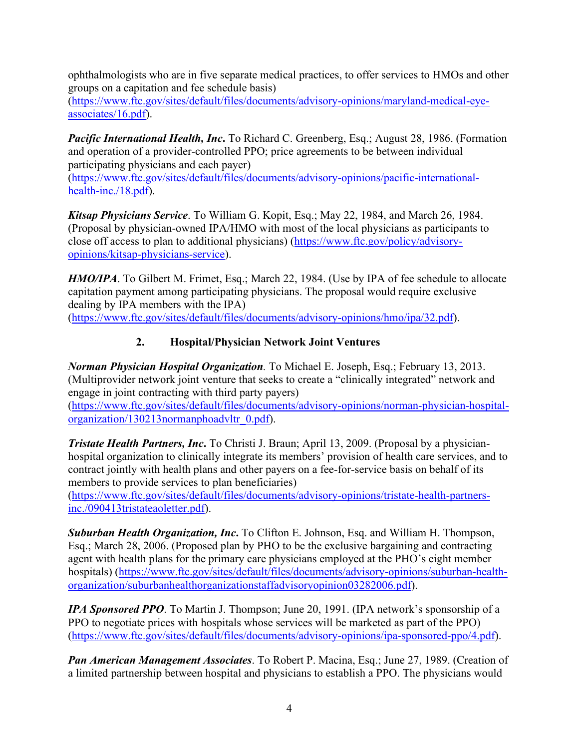ophthalmologists who are in five separate medical practices, to offer services to HMOs and other groups on a capitation and fee schedule basis) (https://www.ftc.gov/sites/default/files/documents/advisory-opinions/maryland-medical-eye-associates/16.pdf).

***Pacific International Health, Inc.*** To Richard C. Greenberg, Esq.; August 28, 1986. (Formation and operation of a provider-controlled PPO; price agreements to be between individual participating physicians and each payer) (https://www.ftc.gov/sites/default/files/documents/advisory-opinions/pacific-international-health-inc./18.pdf).

***Kitsap Physicians Service***. To William G. Kopit, Esq.; May 22, 1984, and March 26, 1984. (Proposal by physician-owned IPA/HMO with most of the local physicians as participants to close off access to plan to additional physicians) (https://www.ftc.gov/policy/advisory-opinions/kitsap-physicians-service).

***HMO/IPA***. To Gilbert M. Frimet, Esq.; March 22, 1984. (Use by IPA of fee schedule to allocate capitation payment among participating physicians. The proposal would require exclusive dealing by IPA members with the IPA) (https://www.ftc.gov/sites/default/files/documents/advisory-opinions/hmo/ipa/32.pdf).

### 2. Hospital/Physician Network Joint Ventures

***Norman Physician Hospital Organization***. To Michael E. Joseph, Esq.; February 13, 2013. (Multiprovider network joint venture that seeks to create a "clinically integrated" network and engage in joint contracting with third party payers) (https://www.ftc.gov/sites/default/files/documents/advisory-opinions/norman-physician-hospital-organization/130213normanphoadvltr_0.pdf).

***Tristate Health Partners, Inc.*** To Christi J. Braun; April 13, 2009. (Proposal by a physician-hospital organization to clinically integrate its members' provision of health care services, and to contract jointly with health plans and other payers on a fee-for-service basis on behalf of its members to provide services to plan beneficiaries) (https://www.ftc.gov/sites/default/files/documents/advisory-opinions/tristate-health-partners-inc./090413tristateaoletter.pdf).

***Suburban Health Organization, Inc.*** To Clifton E. Johnson, Esq. and William H. Thompson, Esq.; March 28, 2006. (Proposed plan by PHO to be the exclusive bargaining and contracting agent with health plans for the primary care physicians employed at the PHO's eight member hospitals) (https://www.ftc.gov/sites/default/files/documents/advisory-opinions/suburban-health-organization/suburbanhealthorganizationstaffadvisoryopinion03282006.pdf).

***IPA Sponsored PPO***. To Martin J. Thompson; June 20, 1991. (IPA network's sponsorship of a PPO to negotiate prices with hospitals whose services will be marketed as part of the PPO) (https://www.ftc.gov/sites/default/files/documents/advisory-opinions/ipa-sponsored-ppo/4.pdf).

***Pan American Management Associates***. To Robert P. Macina, Esq.; June 27, 1989. (Creation of a limited partnership between hospital and physicians to establish a PPO. The physicians would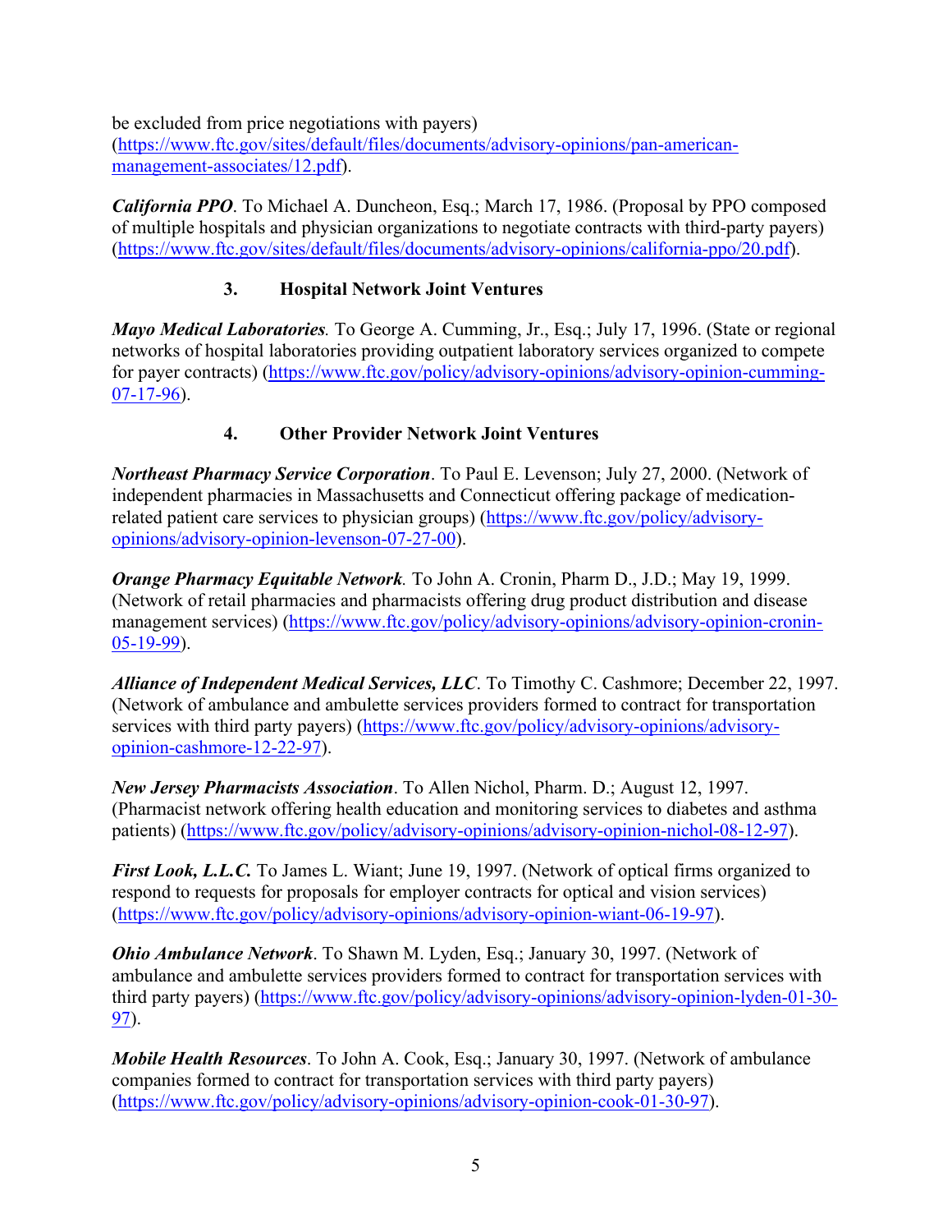be excluded from price negotiations with payers) (https://www.ftc.gov/sites/default/files/documents/advisory-opinions/pan-american-management-associates/12.pdf).

***California PPO***. To Michael A. Duncheon, Esq.; March 17, 1986. (Proposal by PPO composed of multiple hospitals and physician organizations to negotiate contracts with third-party payers) (https://www.ftc.gov/sites/default/files/documents/advisory-opinions/california-ppo/20.pdf).

### 3. Hospital Network Joint Ventures

***Mayo Medical Laboratories.*** To George A. Cumming, Jr., Esq.; July 17, 1996. (State or regional networks of hospital laboratories providing outpatient laboratory services organized to compete for payer contracts) (https://www.ftc.gov/policy/advisory-opinions/advisory-opinion-cumming-07-17-96).

### 4. Other Provider Network Joint Ventures

***Northeast Pharmacy Service Corporation***. To Paul E. Levenson; July 27, 2000. (Network of independent pharmacies in Massachusetts and Connecticut offering package of medication-related patient care services to physician groups) (https://www.ftc.gov/policy/advisory-opinions/advisory-opinion-levenson-07-27-00).

***Orange Pharmacy Equitable Network.*** To John A. Cronin, Pharm D., J.D.; May 19, 1999. (Network of retail pharmacies and pharmacists offering drug product distribution and disease management services) (https://www.ftc.gov/policy/advisory-opinions/advisory-opinion-cronin-05-19-99).

***Alliance of Independent Medical Services, LLC***. To Timothy C. Cashmore; December 22, 1997. (Network of ambulance and ambulette services providers formed to contract for transportation services with third party payers) (https://www.ftc.gov/policy/advisory-opinions/advisory-opinion-cashmore-12-22-97).

***New Jersey Pharmacists Association***. To Allen Nichol, Pharm. D.; August 12, 1997. (Pharmacist network offering health education and monitoring services to diabetes and asthma patients) (https://www.ftc.gov/policy/advisory-opinions/advisory-opinion-nichol-08-12-97).

***First Look, L.L.C.*** To James L. Wiant; June 19, 1997. (Network of optical firms organized to respond to requests for proposals for employer contracts for optical and vision services) (https://www.ftc.gov/policy/advisory-opinions/advisory-opinion-wiant-06-19-97).

***Ohio Ambulance Network***. To Shawn M. Lyden, Esq.; January 30, 1997. (Network of ambulance and ambulette services providers formed to contract for transportation services with third party payers) (https://www.ftc.gov/policy/advisory-opinions/advisory-opinion-lyden-01-30-97).

***Mobile Health Resources***. To John A. Cook, Esq.; January 30, 1997. (Network of ambulance companies formed to contract for transportation services with third party payers) (https://www.ftc.gov/policy/advisory-opinions/advisory-opinion-cook-01-30-97).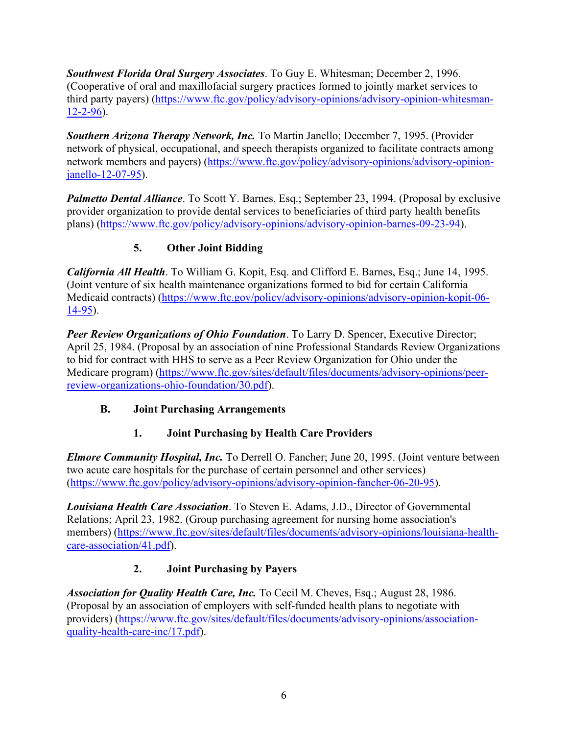***Southwest Florida Oral Surgery Associates***. To Guy E. Whitesman; December 2, 1996. (Cooperative of oral and maxillofacial surgery practices formed to jointly market services to third party payers) (https://www.ftc.gov/policy/advisory-opinions/advisory-opinion-whitesman-12-2-96).

***Southern Arizona Therapy Network, Inc.*** To Martin Janello; December 7, 1995. (Provider network of physical, occupational, and speech therapists organized to facilitate contracts among network members and payers) (https://www.ftc.gov/policy/advisory-opinions/advisory-opinion-janello-12-07-95).

***Palmetto Dental Alliance***. To Scott Y. Barnes, Esq.; September 23, 1994. (Proposal by exclusive provider organization to provide dental services to beneficiaries of third party health benefits plans) (https://www.ftc.gov/policy/advisory-opinions/advisory-opinion-barnes-09-23-94).

#### 5. Other Joint Bidding

***California All Health***. To William G. Kopit, Esq. and Clifford E. Barnes, Esq.; June 14, 1995. (Joint venture of six health maintenance organizations formed to bid for certain California Medicaid contracts) (https://www.ftc.gov/policy/advisory-opinions/advisory-opinion-kopit-06-14-95).

***Peer Review Organizations of Ohio Foundation***. To Larry D. Spencer, Executive Director; April 25, 1984. (Proposal by an association of nine Professional Standards Review Organizations to bid for contract with HHS to serve as a Peer Review Organization for Ohio under the Medicare program) (https://www.ftc.gov/sites/default/files/documents/advisory-opinions/peer-review-organizations-ohio-foundation/30.pdf).

### B. Joint Purchasing Arrangements

#### 1. Joint Purchasing by Health Care Providers

***Elmore Community Hospital, Inc.*** To Derrell O. Fancher; June 20, 1995. (Joint venture between two acute care hospitals for the purchase of certain personnel and other services) (https://www.ftc.gov/policy/advisory-opinions/advisory-opinion-fancher-06-20-95).

***Louisiana Health Care Association***. To Steven E. Adams, J.D., Director of Governmental Relations; April 23, 1982. (Group purchasing agreement for nursing home association's members) (https://www.ftc.gov/sites/default/files/documents/advisory-opinions/louisiana-health-care-association/41.pdf).

#### 2. Joint Purchasing by Payers

***Association for Quality Health Care, Inc.*** To Cecil M. Cheves, Esq.; August 28, 1986. (Proposal by an association of employers with self-funded health plans to negotiate with providers) (https://www.ftc.gov/sites/default/files/documents/advisory-opinions/association-quality-health-care-inc/17.pdf).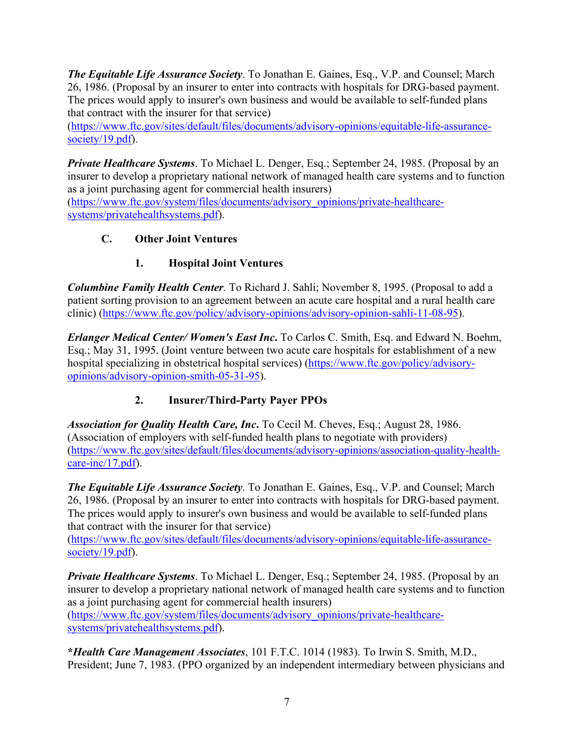***The Equitable Life Assurance Society***. To Jonathan E. Gaines, Esq., V.P. and Counsel; March 26, 1986. (Proposal by an insurer to enter into contracts with hospitals for DRG-based payment. The prices would apply to insurer's own business and would be available to self-funded plans that contract with the insurer for that service) (https://www.ftc.gov/sites/default/files/documents/advisory-opinions/equitable-life-assurance-society/19.pdf).

***Private Healthcare Systems***. To Michael L. Denger, Esq.; September 24, 1985. (Proposal by an insurer to develop a proprietary national network of managed health care systems and to function as a joint purchasing agent for commercial health insurers) (https://www.ftc.gov/system/files/documents/advisory_opinions/private-healthcare-systems/privatehealthsystems.pdf).

### C. Other Joint Ventures

#### 1. Hospital Joint Ventures

***Columbine Family Health Center.*** To Richard J. Sahli; November 8, 1995. (Proposal to add a patient sorting provision to an agreement between an acute care hospital and a rural health care clinic) (https://www.ftc.gov/policy/advisory-opinions/advisory-opinion-sahli-11-08-95).

***Erlanger Medical Center/ Women's East Inc.*** To Carlos C. Smith, Esq. and Edward N. Boehm, Esq.; May 31, 1995. (Joint venture between two acute care hospitals for establishment of a new hospital specializing in obstetrical hospital services) (https://www.ftc.gov/policy/advisory-opinions/advisory-opinion-smith-05-31-95).

#### 2. Insurer/Third-Party Payer PPOs

***Association for Quality Health Care, Inc.*** To Cecil M. Cheves, Esq.; August 28, 1986. (Association of employers with self-funded health plans to negotiate with providers) (https://www.ftc.gov/sites/default/files/documents/advisory-opinions/association-quality-health-care-inc/17.pdf).

***The Equitable Life Assurance Society***. To Jonathan E. Gaines, Esq., V.P. and Counsel; March 26, 1986. (Proposal by an insurer to enter into contracts with hospitals for DRG-based payment. The prices would apply to insurer's own business and would be available to self-funded plans that contract with the insurer for that service) (https://www.ftc.gov/sites/default/files/documents/advisory-opinions/equitable-life-assurance-society/19.pdf).

***Private Healthcare Systems***. To Michael L. Denger, Esq.; September 24, 1985. (Proposal by an insurer to develop a proprietary national network of managed health care systems and to function as a joint purchasing agent for commercial health insurers) (https://www.ftc.gov/system/files/documents/advisory_opinions/private-healthcare-systems/privatehealthsystems.pdf).

***\*Health Care Management Associates***, 101 F.T.C. 1014 (1983). To Irwin S. Smith, M.D., President; June 7, 1983. (PPO organized by an independent intermediary between physicians and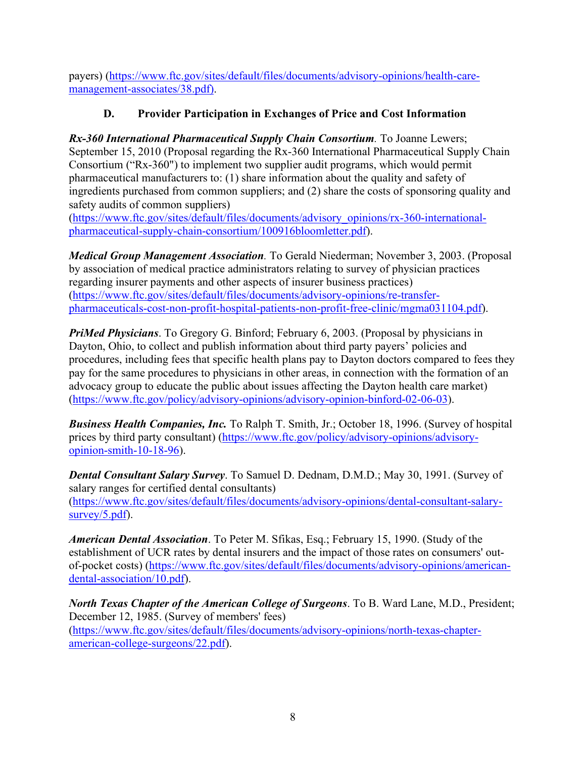payers) ([https://www.ftc.gov/sites/default/files/documents/advisory-opinions/health-care-management-associates/38.pdf](https://www.ftc.gov/sites/default/files/documents/advisory-opinions/health-care-management-associates/38.pdf)).

### D. Provider Participation in Exchanges of Price and Cost Information

***Rx-360 International Pharmaceutical Supply Chain Consortium****.* To Joanne Lewers; September 15, 2010 (Proposal regarding the Rx-360 International Pharmaceutical Supply Chain Consortium ("Rx-360") to implement two supplier audit programs, which would permit pharmaceutical manufacturers to: (1) share information about the quality and safety of ingredients purchased from common suppliers; and (2) share the costs of sponsoring quality and safety audits of common suppliers) ([https://www.ftc.gov/sites/default/files/documents/advisory_opinions/rx-360-international-pharmaceutical-supply-chain-consortium/100916bloomletter.pdf](https://www.ftc.gov/sites/default/files/documents/advisory_opinions/rx-360-international-pharmaceutical-supply-chain-consortium/100916bloomletter.pdf)).

***Medical Group Management Association****.* To Gerald Niederman; November 3, 2003. (Proposal by association of medical practice administrators relating to survey of physician practices regarding insurer payments and other aspects of insurer business practices) ([https://www.ftc.gov/sites/default/files/documents/advisory-opinions/re-transfer-pharmaceuticals-cost-non-profit-hospital-patients-non-profit-free-clinic/mgma031104.pdf](https://www.ftc.gov/sites/default/files/documents/advisory-opinions/re-transfer-pharmaceuticals-cost-non-profit-hospital-patients-non-profit-free-clinic/mgma031104.pdf)).

***PriMed Physicians***. To Gregory G. Binford; February 6, 2003. (Proposal by physicians in Dayton, Ohio, to collect and publish information about third party payers' policies and procedures, including fees that specific health plans pay to Dayton doctors compared to fees they pay for the same procedures to physicians in other areas, in connection with the formation of an advocacy group to educate the public about issues affecting the Dayton health care market) ([https://www.ftc.gov/policy/advisory-opinions/advisory-opinion-binford-02-06-03](https://www.ftc.gov/policy/advisory-opinions/advisory-opinion-binford-02-06-03)).

***Business Health Companies, Inc.*** To Ralph T. Smith, Jr.; October 18, 1996. (Survey of hospital prices by third party consultant) ([https://www.ftc.gov/policy/advisory-opinions/advisory-opinion-smith-10-18-96](https://www.ftc.gov/policy/advisory-opinions/advisory-opinion-smith-10-18-96)).

***Dental Consultant Salary Survey***. To Samuel D. Dednam, D.M.D.; May 30, 1991. (Survey of salary ranges for certified dental consultants) ([https://www.ftc.gov/sites/default/files/documents/advisory-opinions/dental-consultant-salary-survey/5.pdf](https://www.ftc.gov/sites/default/files/documents/advisory-opinions/dental-consultant-salary-survey/5.pdf)).

***American Dental Association***. To Peter M. Sfikas, Esq.; February 15, 1990. (Study of the establishment of UCR rates by dental insurers and the impact of those rates on consumers' out-of-pocket costs) ([https://www.ftc.gov/sites/default/files/documents/advisory-opinions/american-dental-association/10.pdf](https://www.ftc.gov/sites/default/files/documents/advisory-opinions/american-dental-association/10.pdf)).

***North Texas Chapter of the American College of Surgeons***. To B. Ward Lane, M.D., President; December 12, 1985. (Survey of members' fees) ([https://www.ftc.gov/sites/default/files/documents/advisory-opinions/north-texas-chapter-american-college-surgeons/22.pdf](https://www.ftc.gov/sites/default/files/documents/advisory-opinions/north-texas-chapter-american-college-surgeons/22.pdf)).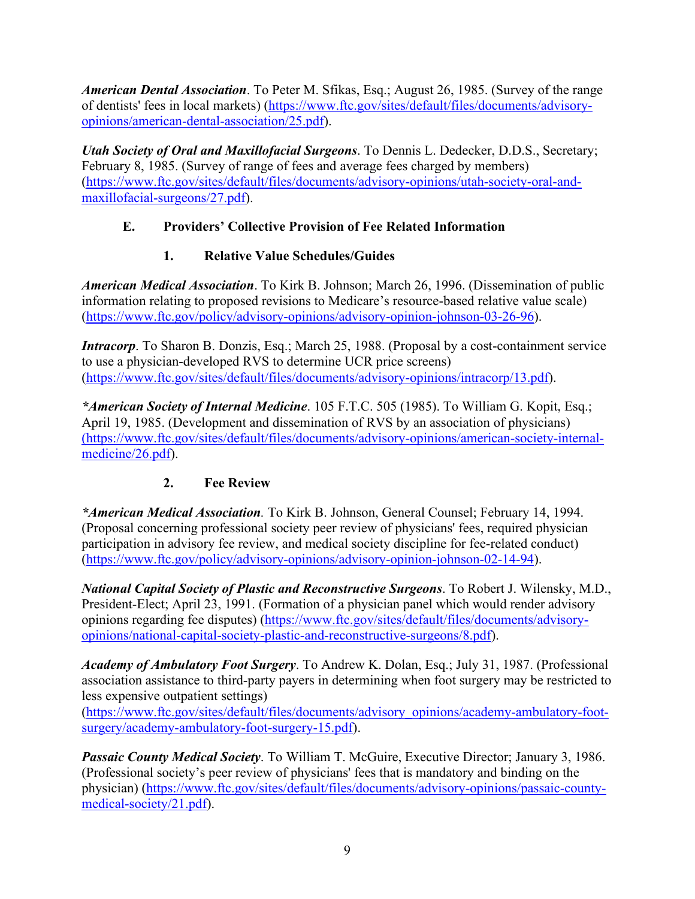***American Dental Association***. To Peter M. Sfikas, Esq.; August 26, 1985. (Survey of the range of dentists' fees in local markets) (https://www.ftc.gov/sites/default/files/documents/advisory-opinions/american-dental-association/25.pdf).

***Utah Society of Oral and Maxillofacial Surgeons***. To Dennis L. Dedecker, D.D.S., Secretary; February 8, 1985. (Survey of range of fees and average fees charged by members) (https://www.ftc.gov/sites/default/files/documents/advisory-opinions/utah-society-oral-and-maxillofacial-surgeons/27.pdf).

### E. Providers' Collective Provision of Fee Related Information

#### 1. Relative Value Schedules/Guides

***American Medical Association***. To Kirk B. Johnson; March 26, 1996. (Dissemination of public information relating to proposed revisions to Medicare's resource-based relative value scale) (https://www.ftc.gov/policy/advisory-opinions/advisory-opinion-johnson-03-26-96).

***Intracorp***. To Sharon B. Donzis, Esq.; March 25, 1988. (Proposal by a cost-containment service to use a physician-developed RVS to determine UCR price screens) (https://www.ftc.gov/sites/default/files/documents/advisory-opinions/intracorp/13.pdf).

***\*American Society of Internal Medicine***. 105 F.T.C. 505 (1985). To William G. Kopit, Esq.; April 19, 1985. (Development and dissemination of RVS by an association of physicians) (https://www.ftc.gov/sites/default/files/documents/advisory-opinions/american-society-internal-medicine/26.pdf).

#### 2. Fee Review

***\*American Medical Association***. To Kirk B. Johnson, General Counsel; February 14, 1994. (Proposal concerning professional society peer review of physicians' fees, required physician participation in advisory fee review, and medical society discipline for fee-related conduct) (https://www.ftc.gov/policy/advisory-opinions/advisory-opinion-johnson-02-14-94).

***National Capital Society of Plastic and Reconstructive Surgeons***. To Robert J. Wilensky, M.D., President-Elect; April 23, 1991. (Formation of a physician panel which would render advisory opinions regarding fee disputes) (https://www.ftc.gov/sites/default/files/documents/advisory-opinions/national-capital-society-plastic-and-reconstructive-surgeons/8.pdf).

***Academy of Ambulatory Foot Surgery***. To Andrew K. Dolan, Esq.; July 31, 1987. (Professional association assistance to third-party payers in determining when foot surgery may be restricted to less expensive outpatient settings) (https://www.ftc.gov/sites/default/files/documents/advisory_opinions/academy-ambulatory-foot-surgery/academy-ambulatory-foot-surgery-15.pdf).

***Passaic County Medical Society***. To William T. McGuire, Executive Director; January 3, 1986. (Professional society's peer review of physicians' fees that is mandatory and binding on the physician) (https://www.ftc.gov/sites/default/files/documents/advisory-opinions/passaic-county-medical-society/21.pdf).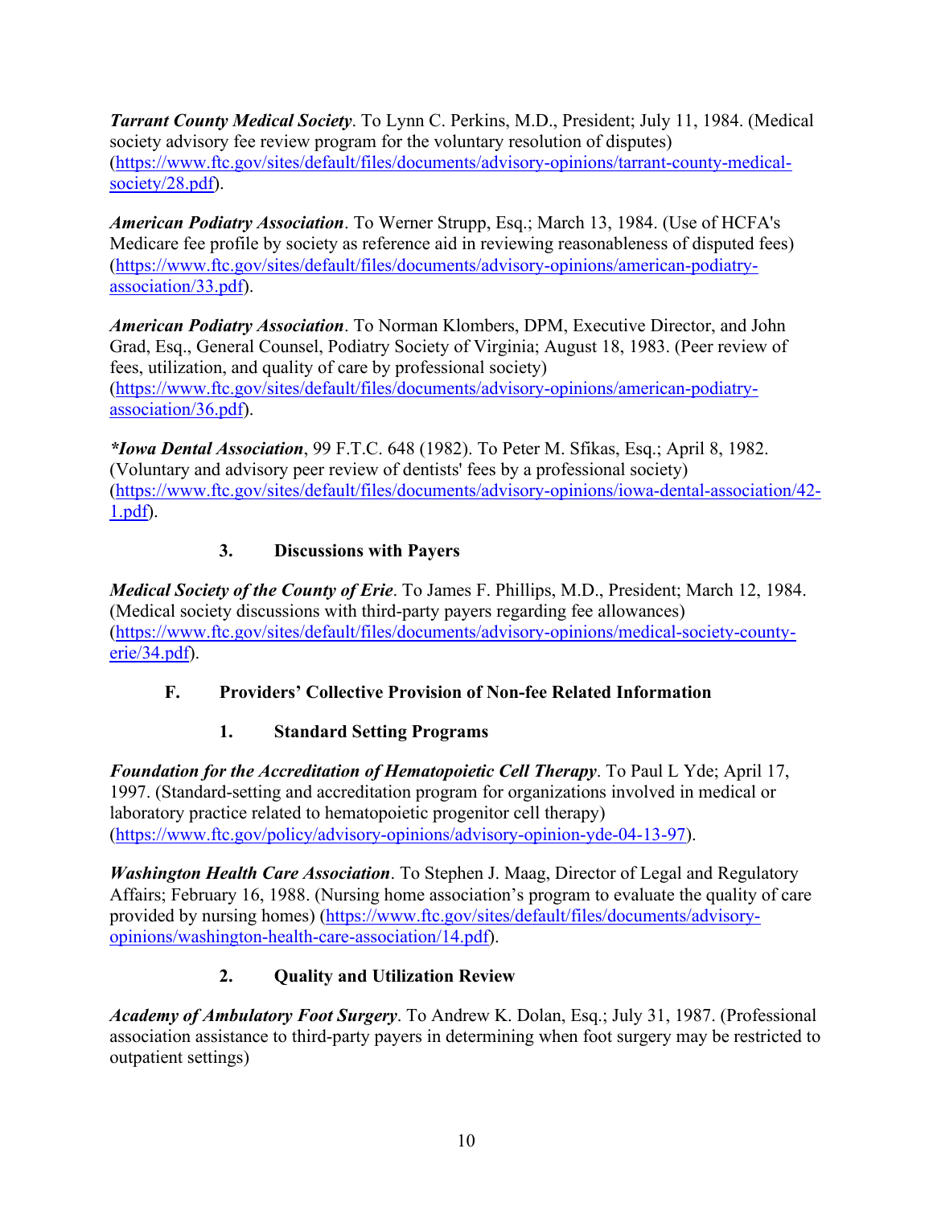***Tarrant County Medical Society***. To Lynn C. Perkins, M.D., President; July 11, 1984. (Medical society advisory fee review program for the voluntary resolution of disputes) (https://www.ftc.gov/sites/default/files/documents/advisory-opinions/tarrant-county-medical-society/28.pdf).

***American Podiatry Association***. To Werner Strupp, Esq.; March 13, 1984. (Use of HCFA's Medicare fee profile by society as reference aid in reviewing reasonableness of disputed fees) (https://www.ftc.gov/sites/default/files/documents/advisory-opinions/american-podiatry-association/33.pdf).

***American Podiatry Association***. To Norman Klombers, DPM, Executive Director, and John Grad, Esq., General Counsel, Podiatry Society of Virginia; August 18, 1983. (Peer review of fees, utilization, and quality of care by professional society) (https://www.ftc.gov/sites/default/files/documents/advisory-opinions/american-podiatry-association/36.pdf).

***\*Iowa Dental Association***, 99 F.T.C. 648 (1982). To Peter M. Sfikas, Esq.; April 8, 1982. (Voluntary and advisory peer review of dentists' fees by a professional society) (https://www.ftc.gov/sites/default/files/documents/advisory-opinions/iowa-dental-association/42-1.pdf).

#### 3. Discussions with Payers

***Medical Society of the County of Erie***. To James F. Phillips, M.D., President; March 12, 1984. (Medical society discussions with third-party payers regarding fee allowances) (https://www.ftc.gov/sites/default/files/documents/advisory-opinions/medical-society-county-erie/34.pdf).

### F. Providers' Collective Provision of Non-fee Related Information

#### 1. Standard Setting Programs

***Foundation for the Accreditation of Hematopoietic Cell Therapy***. To Paul L Yde; April 17, 1997. (Standard-setting and accreditation program for organizations involved in medical or laboratory practice related to hematopoietic progenitor cell therapy) (https://www.ftc.gov/policy/advisory-opinions/advisory-opinion-yde-04-13-97).

***Washington Health Care Association***. To Stephen J. Maag, Director of Legal and Regulatory Affairs; February 16, 1988. (Nursing home association's program to evaluate the quality of care provided by nursing homes) (https://www.ftc.gov/sites/default/files/documents/advisory-opinions/washington-health-care-association/14.pdf).

#### 2. Quality and Utilization Review

***Academy of Ambulatory Foot Surgery***. To Andrew K. Dolan, Esq.; July 31, 1987. (Professional association assistance to third-party payers in determining when foot surgery may be restricted to outpatient settings)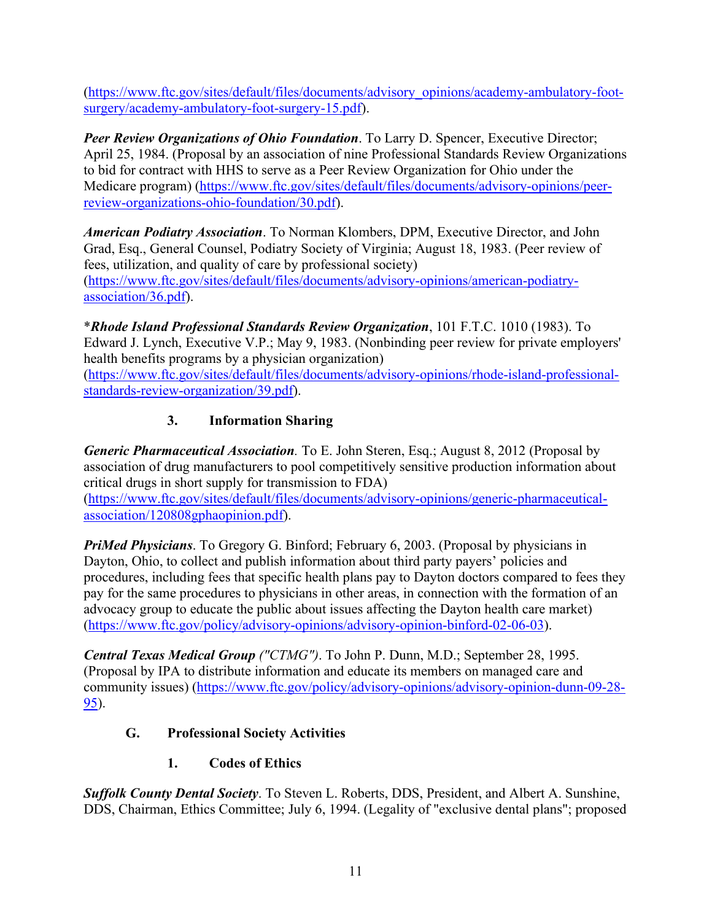(https://www.ftc.gov/sites/default/files/documents/advisory_opinions/academy-ambulatory-foot-surgery/academy-ambulatory-foot-surgery-15.pdf).

***Peer Review Organizations of Ohio Foundation***. To Larry D. Spencer, Executive Director; April 25, 1984. (Proposal by an association of nine Professional Standards Review Organizations to bid for contract with HHS to serve as a Peer Review Organization for Ohio under the Medicare program) (https://www.ftc.gov/sites/default/files/documents/advisory-opinions/peer-review-organizations-ohio-foundation/30.pdf).

***American Podiatry Association***. To Norman Klombers, DPM, Executive Director, and John Grad, Esq., General Counsel, Podiatry Society of Virginia; August 18, 1983. (Peer review of fees, utilization, and quality of care by professional society) (https://www.ftc.gov/sites/default/files/documents/advisory-opinions/american-podiatry-association/36.pdf).

*\****Rhode Island Professional Standards Review Organization***, 101 F.T.C. 1010 (1983). To Edward J. Lynch, Executive V.P.; May 9, 1983. (Nonbinding peer review for private employers' health benefits programs by a physician organization) (https://www.ftc.gov/sites/default/files/documents/advisory-opinions/rhode-island-professional-standards-review-organization/39.pdf).

#### 3. Information Sharing

***Generic Pharmaceutical Association***. To E. John Steren, Esq.; August 8, 2012 (Proposal by association of drug manufacturers to pool competitively sensitive production information about critical drugs in short supply for transmission to FDA) (https://www.ftc.gov/sites/default/files/documents/advisory-opinions/generic-pharmaceutical-association/120808gphaopinion.pdf).

***PriMed Physicians***. To Gregory G. Binford; February 6, 2003. (Proposal by physicians in Dayton, Ohio, to collect and publish information about third party payers' policies and procedures, including fees that specific health plans pay to Dayton doctors compared to fees they pay for the same procedures to physicians in other areas, in connection with the formation of an advocacy group to educate the public about issues affecting the Dayton health care market) (https://www.ftc.gov/policy/advisory-opinions/advisory-opinion-binford-02-06-03).

***Central Texas Medical Group ("CTMG")***. To John P. Dunn, M.D.; September 28, 1995. (Proposal by IPA to distribute information and educate its members on managed care and community issues) (https://www.ftc.gov/policy/advisory-opinions/advisory-opinion-dunn-09-28-95).

### G. Professional Society Activities

#### 1. Codes of Ethics

***Suffolk County Dental Society***. To Steven L. Roberts, DDS, President, and Albert A. Sunshine, DDS, Chairman, Ethics Committee; July 6, 1994. (Legality of "exclusive dental plans"; proposed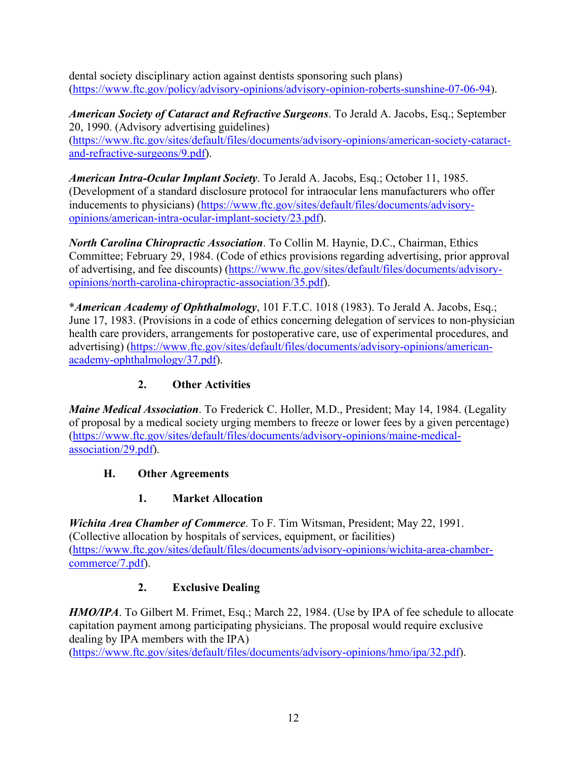dental society disciplinary action against dentists sponsoring such plans) (https://www.ftc.gov/policy/advisory-opinions/advisory-opinion-roberts-sunshine-07-06-94).

***American Society of Cataract and Refractive Surgeons***. To Jerald A. Jacobs, Esq.; September 20, 1990. (Advisory advertising guidelines) (https://www.ftc.gov/sites/default/files/documents/advisory-opinions/american-society-cataract-and-refractive-surgeons/9.pdf).

***American Intra-Ocular Implant Society***. To Jerald A. Jacobs, Esq.; October 11, 1985. (Development of a standard disclosure protocol for intraocular lens manufacturers who offer inducements to physicians) (https://www.ftc.gov/sites/default/files/documents/advisory-opinions/american-intra-ocular-implant-society/23.pdf).

***North Carolina Chiropractic Association***. To Collin M. Haynie, D.C., Chairman, Ethics Committee; February 29, 1984. (Code of ethics provisions regarding advertising, prior approval of advertising, and fee discounts) (https://www.ftc.gov/sites/default/files/documents/advisory-opinions/north-carolina-chiropractic-association/35.pdf).

*****American Academy of Ophthalmology***, 101 F.T.C. 1018 (1983). To Jerald A. Jacobs, Esq.; June 17, 1983. (Provisions in a code of ethics concerning delegation of services to non-physician health care providers, arrangements for postoperative care, use of experimental procedures, and advertising) (https://www.ftc.gov/sites/default/files/documents/advisory-opinions/american-academy-ophthalmology/37.pdf).

#### 2. Other Activities

***Maine Medical Association***. To Frederick C. Holler, M.D., President; May 14, 1984. (Legality of proposal by a medical society urging members to freeze or lower fees by a given percentage) (https://www.ftc.gov/sites/default/files/documents/advisory-opinions/maine-medical-association/29.pdf).

### H. Other Agreements

#### 1. Market Allocation

***Wichita Area Chamber of Commerce***. To F. Tim Witsman, President; May 22, 1991. (Collective allocation by hospitals of services, equipment, or facilities) (https://www.ftc.gov/sites/default/files/documents/advisory-opinions/wichita-area-chamber-commerce/7.pdf).

#### 2. Exclusive Dealing

***HMO/IPA***. To Gilbert M. Frimet, Esq.; March 22, 1984. (Use by IPA of fee schedule to allocate capitation payment among participating physicians. The proposal would require exclusive dealing by IPA members with the IPA) (https://www.ftc.gov/sites/default/files/documents/advisory-opinions/hmo/ipa/32.pdf).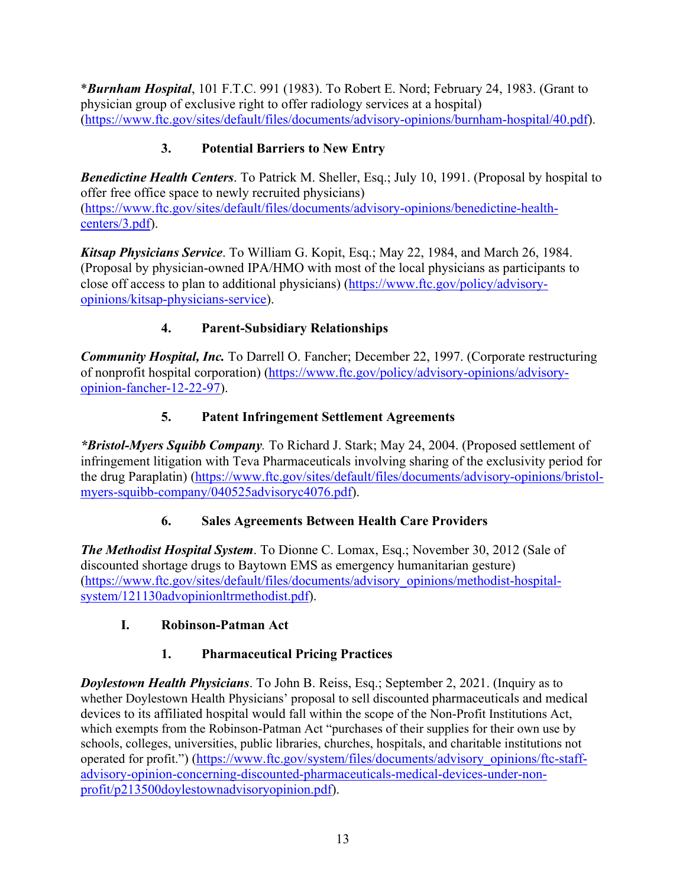*Burnham Hospital*, 101 F.T.C. 991 (1983). To Robert E. Nord; February 24, 1983. (Grant to physician group of exclusive right to offer radiology services at a hospital) (https://www.ftc.gov/sites/default/files/documents/advisory-opinions/burnham-hospital/40.pdf).

### 3. Potential Barriers to New Entry

***Benedictine Health Centers***. To Patrick M. Sheller, Esq.; July 10, 1991. (Proposal by hospital to offer free office space to newly recruited physicians) (https://www.ftc.gov/sites/default/files/documents/advisory-opinions/benedictine-health-centers/3.pdf).

***Kitsap Physicians Service***. To William G. Kopit, Esq.; May 22, 1984, and March 26, 1984. (Proposal by physician-owned IPA/HMO with most of the local physicians as participants to close off access to plan to additional physicians) (https://www.ftc.gov/policy/advisory-opinions/kitsap-physicians-service).

### 4. Parent-Subsidiary Relationships

***Community Hospital, Inc.*** To Darrell O. Fancher; December 22, 1997. (Corporate restructuring of nonprofit hospital corporation) (https://www.ftc.gov/policy/advisory-opinions/advisory-opinion-fancher-12-22-97).

### 5. Patent Infringement Settlement Agreements

***\*Bristol-Myers Squibb Company**.* To Richard J. Stark; May 24, 2004. (Proposed settlement of infringement litigation with Teva Pharmaceuticals involving sharing of the exclusivity period for the drug Paraplatin) (https://www.ftc.gov/sites/default/files/documents/advisory-opinions/bristol-myers-squibb-company/040525advisoryc4076.pdf).

### 6. Sales Agreements Between Health Care Providers

***The Methodist Hospital System***. To Dionne C. Lomax, Esq.; November 30, 2012 (Sale of discounted shortage drugs to Baytown EMS as emergency humanitarian gesture) (https://www.ftc.gov/sites/default/files/documents/advisory_opinions/methodist-hospital-system/121130advopinionltrmethodist.pdf).

## I. Robinson-Patman Act

### 1. Pharmaceutical Pricing Practices

***Doylestown Health Physicians***. To John B. Reiss, Esq.; September 2, 2021. (Inquiry as to whether Doylestown Health Physicians' proposal to sell discounted pharmaceuticals and medical devices to its affiliated hospital would fall within the scope of the Non-Profit Institutions Act, which exempts from the Robinson-Patman Act "purchases of their supplies for their own use by schools, colleges, universities, public libraries, churches, hospitals, and charitable institutions not operated for profit.") (https://www.ftc.gov/system/files/documents/advisory_opinions/ftc-staff-advisory-opinion-concerning-discounted-pharmaceuticals-medical-devices-under-non-profit/p213500doylestownadvisoryopinion.pdf).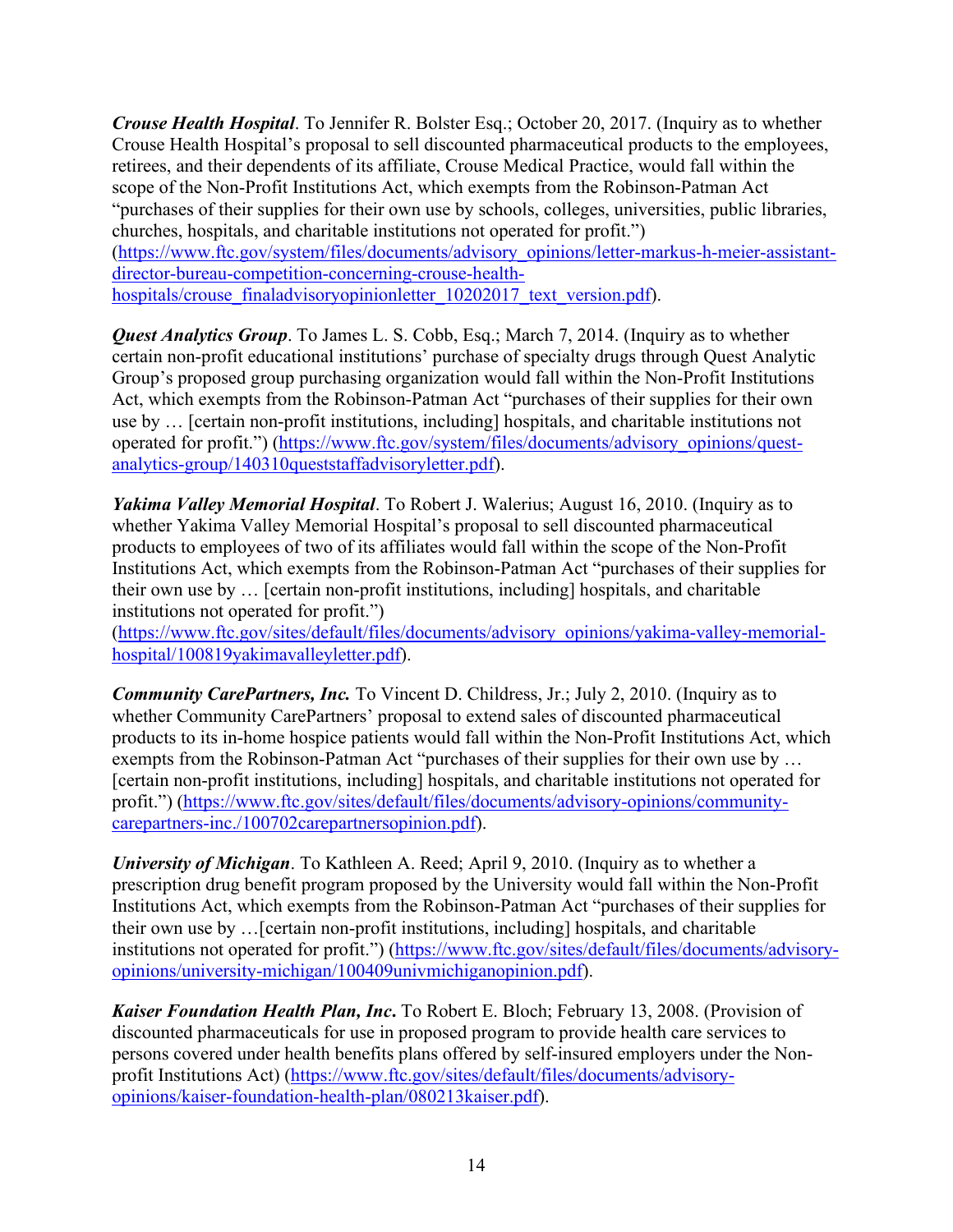***Crouse Health Hospital***. To Jennifer R. Bolster Esq.; October 20, 2017. (Inquiry as to whether Crouse Health Hospital's proposal to sell discounted pharmaceutical products to the employees, retirees, and their dependents of its affiliate, Crouse Medical Practice, would fall within the scope of the Non-Profit Institutions Act, which exempts from the Robinson-Patman Act "purchases of their supplies for their own use by schools, colleges, universities, public libraries, churches, hospitals, and charitable institutions not operated for profit.") (https://www.ftc.gov/system/files/documents/advisory_opinions/letter-markus-h-meier-assistant-director-bureau-competition-concerning-crouse-health-hospitals/crouse_finaladvisoryopinionletter_10202017_text_version.pdf).

***Quest Analytics Group***. To James L. S. Cobb, Esq.; March 7, 2014. (Inquiry as to whether certain non-profit educational institutions' purchase of specialty drugs through Quest Analytic Group's proposed group purchasing organization would fall within the Non-Profit Institutions Act, which exempts from the Robinson-Patman Act "purchases of their supplies for their own use by … [certain non-profit institutions, including] hospitals, and charitable institutions not operated for profit.") (https://www.ftc.gov/system/files/documents/advisory_opinions/quest-analytics-group/140310queststaffadvisoryletter.pdf).

***Yakima Valley Memorial Hospital***. To Robert J. Walerius; August 16, 2010. (Inquiry as to whether Yakima Valley Memorial Hospital's proposal to sell discounted pharmaceutical products to employees of two of its affiliates would fall within the scope of the Non-Profit Institutions Act, which exempts from the Robinson-Patman Act "purchases of their supplies for their own use by … [certain non-profit institutions, including] hospitals, and charitable institutions not operated for profit.") (https://www.ftc.gov/sites/default/files/documents/advisory_opinions/yakima-valley-memorial-hospital/100819yakimavalleyletter.pdf).

***Community CarePartners, Inc.*** To Vincent D. Childress, Jr.; July 2, 2010. (Inquiry as to whether Community CarePartners' proposal to extend sales of discounted pharmaceutical products to its in-home hospice patients would fall within the Non-Profit Institutions Act, which exempts from the Robinson-Patman Act "purchases of their supplies for their own use by … [certain non-profit institutions, including] hospitals, and charitable institutions not operated for profit.") (https://www.ftc.gov/sites/default/files/documents/advisory-opinions/community-carepartners-inc./100702carepartnersopinion.pdf).

***University of Michigan***. To Kathleen A. Reed; April 9, 2010. (Inquiry as to whether a prescription drug benefit program proposed by the University would fall within the Non-Profit Institutions Act, which exempts from the Robinson-Patman Act "purchases of their supplies for their own use by …[certain non-profit institutions, including] hospitals, and charitable institutions not operated for profit.") (https://www.ftc.gov/sites/default/files/documents/advisory-opinions/university-michigan/100409univmichiganopinion.pdf).

***Kaiser Foundation Health Plan, Inc***. To Robert E. Bloch; February 13, 2008. (Provision of discounted pharmaceuticals for use in proposed program to provide health care services to persons covered under health benefits plans offered by self-insured employers under the Non-profit Institutions Act) (https://www.ftc.gov/sites/default/files/documents/advisory-opinions/kaiser-foundation-health-plan/080213kaiser.pdf).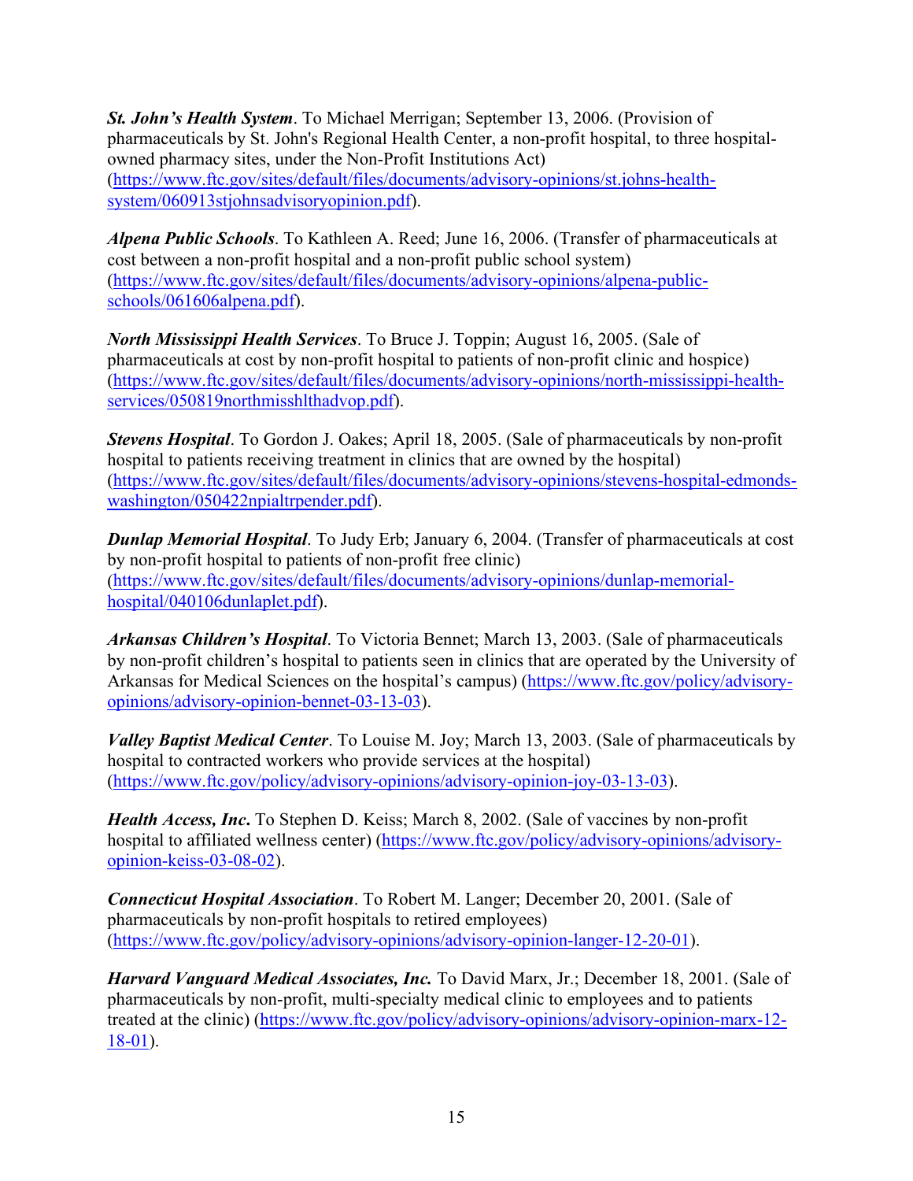***St. John's Health System***. To Michael Merrigan; September 13, 2006. (Provision of pharmaceuticals by St. John's Regional Health Center, a non-profit hospital, to three hospital-owned pharmacy sites, under the Non-Profit Institutions Act) (https://www.ftc.gov/sites/default/files/documents/advisory-opinions/st.johns-health-system/060913stjohnsadvisoryopinion.pdf).

***Alpena Public Schools***. To Kathleen A. Reed; June 16, 2006. (Transfer of pharmaceuticals at cost between a non-profit hospital and a non-profit public school system) (https://www.ftc.gov/sites/default/files/documents/advisory-opinions/alpena-public-schools/061606alpena.pdf).

***North Mississippi Health Services***. To Bruce J. Toppin; August 16, 2005. (Sale of pharmaceuticals at cost by non-profit hospital to patients of non-profit clinic and hospice) (https://www.ftc.gov/sites/default/files/documents/advisory-opinions/north-mississippi-health-services/050819northmisshlthadvop.pdf).

***Stevens Hospital***. To Gordon J. Oakes; April 18, 2005. (Sale of pharmaceuticals by non-profit hospital to patients receiving treatment in clinics that are owned by the hospital) (https://www.ftc.gov/sites/default/files/documents/advisory-opinions/stevens-hospital-edmonds-washington/050422npialtrpender.pdf).

***Dunlap Memorial Hospital***. To Judy Erb; January 6, 2004. (Transfer of pharmaceuticals at cost by non-profit hospital to patients of non-profit free clinic) (https://www.ftc.gov/sites/default/files/documents/advisory-opinions/dunlap-memorial-hospital/040106dunlaplet.pdf).

***Arkansas Children's Hospital***. To Victoria Bennet; March 13, 2003. (Sale of pharmaceuticals by non-profit children's hospital to patients seen in clinics that are operated by the University of Arkansas for Medical Sciences on the hospital's campus) (https://www.ftc.gov/policy/advisory-opinions/advisory-opinion-bennet-03-13-03).

***Valley Baptist Medical Center***. To Louise M. Joy; March 13, 2003. (Sale of pharmaceuticals by hospital to contracted workers who provide services at the hospital) (https://www.ftc.gov/policy/advisory-opinions/advisory-opinion-joy-03-13-03).

***Health Access, Inc***. To Stephen D. Keiss; March 8, 2002. (Sale of vaccines by non-profit hospital to affiliated wellness center) (https://www.ftc.gov/policy/advisory-opinions/advisory-opinion-keiss-03-08-02).

***Connecticut Hospital Association***. To Robert M. Langer; December 20, 2001. (Sale of pharmaceuticals by non-profit hospitals to retired employees) (https://www.ftc.gov/policy/advisory-opinions/advisory-opinion-langer-12-20-01).

***Harvard Vanguard Medical Associates, Inc.*** To David Marx, Jr.; December 18, 2001. (Sale of pharmaceuticals by non-profit, multi-specialty medical clinic to employees and to patients treated at the clinic) (https://www.ftc.gov/policy/advisory-opinions/advisory-opinion-marx-12-18-01).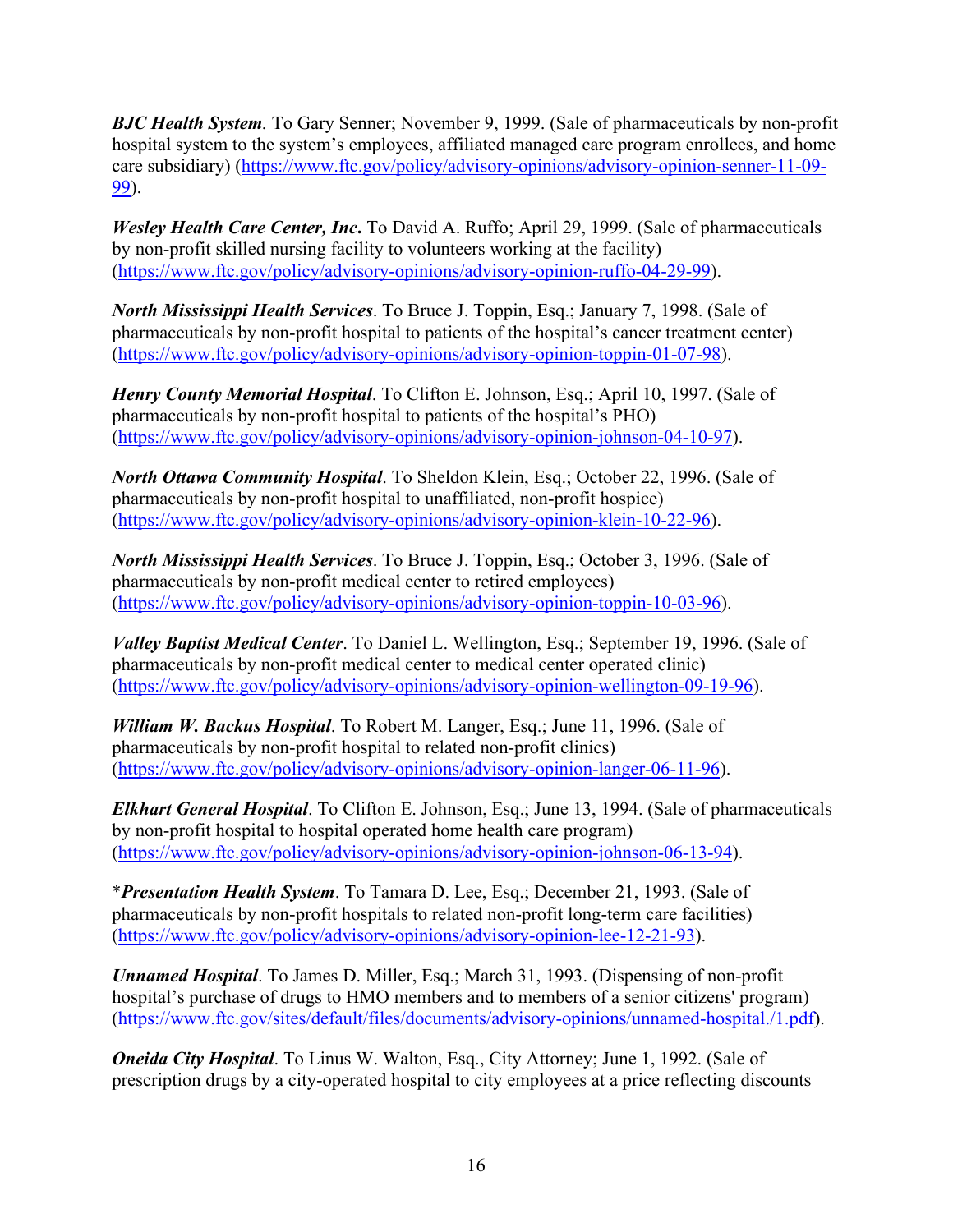***BJC Health System***. To Gary Senner; November 9, 1999. (Sale of pharmaceuticals by non-profit hospital system to the system's employees, affiliated managed care program enrollees, and home care subsidiary) (https://www.ftc.gov/policy/advisory-opinions/advisory-opinion-senner-11-09-99).

***Wesley Health Care Center, Inc.*** To David A. Ruffo; April 29, 1999. (Sale of pharmaceuticals by non-profit skilled nursing facility to volunteers working at the facility) (https://www.ftc.gov/policy/advisory-opinions/advisory-opinion-ruffo-04-29-99).

***North Mississippi Health Services***. To Bruce J. Toppin, Esq.; January 7, 1998. (Sale of pharmaceuticals by non-profit hospital to patients of the hospital's cancer treatment center) (https://www.ftc.gov/policy/advisory-opinions/advisory-opinion-toppin-01-07-98).

***Henry County Memorial Hospital***. To Clifton E. Johnson, Esq.; April 10, 1997. (Sale of pharmaceuticals by non-profit hospital to patients of the hospital's PHO) (https://www.ftc.gov/policy/advisory-opinions/advisory-opinion-johnson-04-10-97).

***North Ottawa Community Hospital***. To Sheldon Klein, Esq.; October 22, 1996. (Sale of pharmaceuticals by non-profit hospital to unaffiliated, non-profit hospice) (https://www.ftc.gov/policy/advisory-opinions/advisory-opinion-klein-10-22-96).

***North Mississippi Health Services***. To Bruce J. Toppin, Esq.; October 3, 1996. (Sale of pharmaceuticals by non-profit medical center to retired employees) (https://www.ftc.gov/policy/advisory-opinions/advisory-opinion-toppin-10-03-96).

***Valley Baptist Medical Center***. To Daniel L. Wellington, Esq.; September 19, 1996. (Sale of pharmaceuticals by non-profit medical center to medical center operated clinic) (https://www.ftc.gov/policy/advisory-opinions/advisory-opinion-wellington-09-19-96).

***William W. Backus Hospital***. To Robert M. Langer, Esq.; June 11, 1996. (Sale of pharmaceuticals by non-profit hospital to related non-profit clinics) (https://www.ftc.gov/policy/advisory-opinions/advisory-opinion-langer-06-11-96).

***Elkhart General Hospital***. To Clifton E. Johnson, Esq.; June 13, 1994. (Sale of pharmaceuticals by non-profit hospital to hospital operated home health care program) (https://www.ftc.gov/policy/advisory-opinions/advisory-opinion-johnson-06-13-94).

\****Presentation Health System***. To Tamara D. Lee, Esq.; December 21, 1993. (Sale of pharmaceuticals by non-profit hospitals to related non-profit long-term care facilities) (https://www.ftc.gov/policy/advisory-opinions/advisory-opinion-lee-12-21-93).

***Unnamed Hospital***. To James D. Miller, Esq.; March 31, 1993. (Dispensing of non-profit hospital's purchase of drugs to HMO members and to members of a senior citizens' program) (https://www.ftc.gov/sites/default/files/documents/advisory-opinions/unnamed-hospital./1.pdf).

***Oneida City Hospital***. To Linus W. Walton, Esq., City Attorney; June 1, 1992. (Sale of prescription drugs by a city-operated hospital to city employees at a price reflecting discounts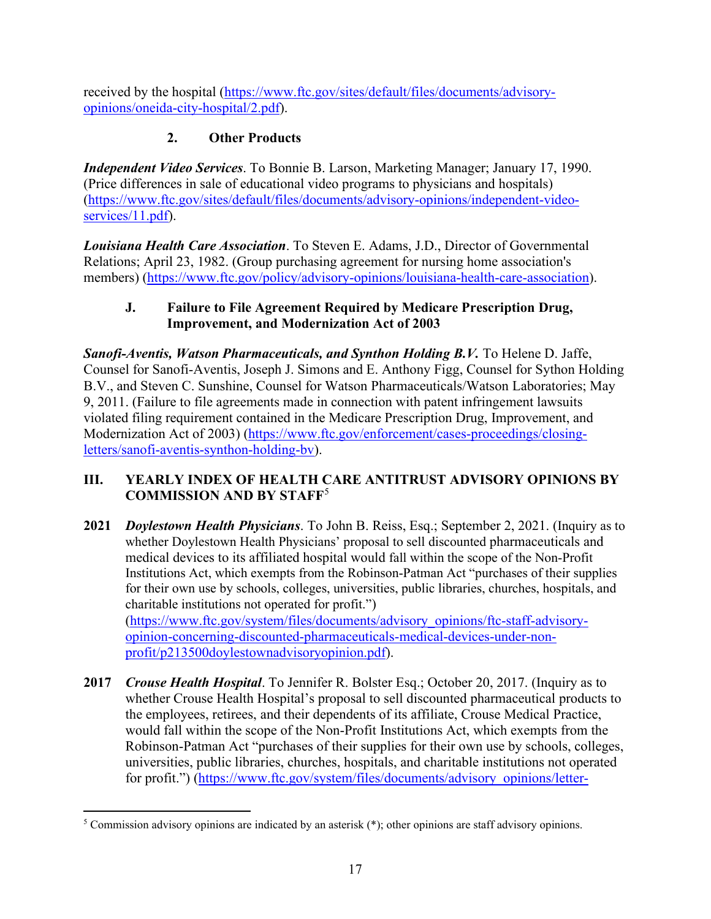received by the hospital (https://www.ftc.gov/sites/default/files/documents/advisory-opinions/oneida-city-hospital/2.pdf).

### 2. Other Products

***Independent Video Services***. To Bonnie B. Larson, Marketing Manager; January 17, 1990. (Price differences in sale of educational video programs to physicians and hospitals) (https://www.ftc.gov/sites/default/files/documents/advisory-opinions/independent-video-services/11.pdf).

***Louisiana Health Care Association***. To Steven E. Adams, J.D., Director of Governmental Relations; April 23, 1982. (Group purchasing agreement for nursing home association's members) (https://www.ftc.gov/policy/advisory-opinions/louisiana-health-care-association).

## J. Failure to File Agreement Required by Medicare Prescription Drug, Improvement, and Modernization Act of 2003

***Sanofi-Aventis, Watson Pharmaceuticals, and Synthon Holding B.V.*** To Helene D. Jaffe, Counsel for Sanofi-Aventis, Joseph J. Simons and E. Anthony Figg, Counsel for Sython Holding B.V., and Steven C. Sunshine, Counsel for Watson Pharmaceuticals/Watson Laboratories; May 9, 2011. (Failure to file agreements made in connection with patent infringement lawsuits violated filing requirement contained in the Medicare Prescription Drug, Improvement, and Modernization Act of 2003) (https://www.ftc.gov/enforcement/cases-proceedings/closing-letters/sanofi-aventis-synthon-holding-bv).

# III. YEARLY INDEX OF HEALTH CARE ANTITRUST ADVISORY OPINIONS BY COMMISSION AND BY STAFF[5]

**2021** ***Doylestown Health Physicians***. To John B. Reiss, Esq.; September 2, 2021. (Inquiry as to whether Doylestown Health Physicians' proposal to sell discounted pharmaceuticals and medical devices to its affiliated hospital would fall within the scope of the Non-Profit Institutions Act, which exempts from the Robinson-Patman Act "purchases of their supplies for their own use by schools, colleges, universities, public libraries, churches, hospitals, and charitable institutions not operated for profit.") (https://www.ftc.gov/system/files/documents/advisory_opinions/ftc-staff-advisory-opinion-concerning-discounted-pharmaceuticals-medical-devices-under-non-profit/p213500doylestownadvisoryopinion.pdf).

**2017** ***Crouse Health Hospital***. To Jennifer R. Bolster Esq.; October 20, 2017. (Inquiry as to whether Crouse Health Hospital's proposal to sell discounted pharmaceutical products to the employees, retirees, and their dependents of its affiliate, Crouse Medical Practice, would fall within the scope of the Non-Profit Institutions Act, which exempts from the Robinson-Patman Act "purchases of their supplies for their own use by schools, colleges, universities, public libraries, churches, hospitals, and charitable institutions not operated for profit.") (https://www.ftc.gov/system/files/documents/advisory_opinions/letter-

[5] Commission advisory opinions are indicated by an asterisk (*); other opinions are staff advisory opinions.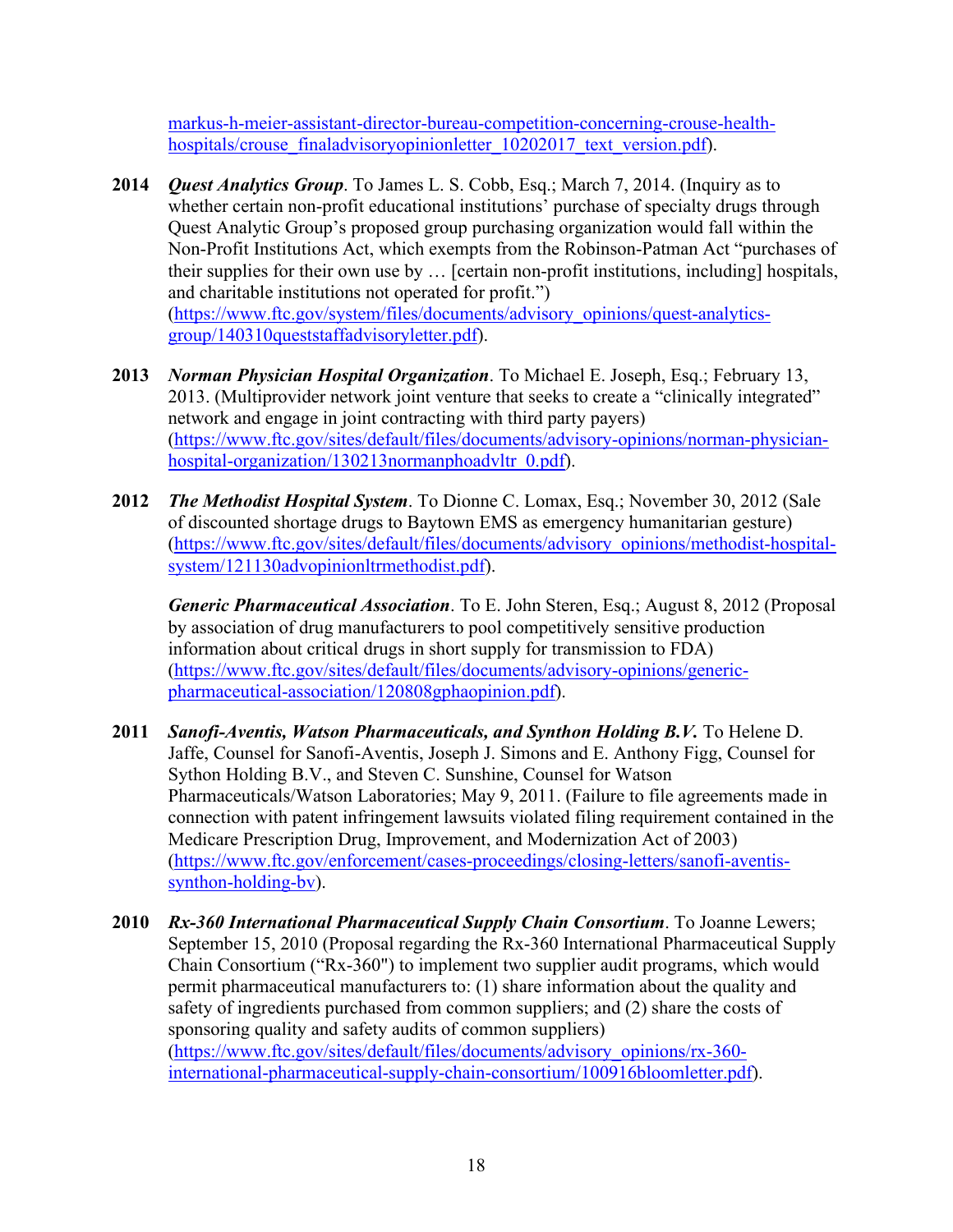markus-h-meier-assistant-director-bureau-competition-concerning-crouse-health-hospitals/crouse_finaladvisoryopinionletter_10202017_text_version.pdf).

**2014** ***Quest Analytics Group***. To James L. S. Cobb, Esq.; March 7, 2014. (Inquiry as to whether certain non-profit educational institutions' purchase of specialty drugs through Quest Analytic Group's proposed group purchasing organization would fall within the Non-Profit Institutions Act, which exempts from the Robinson-Patman Act "purchases of their supplies for their own use by … [certain non-profit institutions, including] hospitals, and charitable institutions not operated for profit.") (https://www.ftc.gov/system/files/documents/advisory_opinions/quest-analytics-group/140310queststaffadvisoryletter.pdf).

**2013** ***Norman Physician Hospital Organization***. To Michael E. Joseph, Esq.; February 13, 2013. (Multiprovider network joint venture that seeks to create a "clinically integrated" network and engage in joint contracting with third party payers) (https://www.ftc.gov/sites/default/files/documents/advisory-opinions/norman-physician-hospital-organization/130213normanphoadvltr_0.pdf).

**2012** ***The Methodist Hospital System***. To Dionne C. Lomax, Esq.; November 30, 2012 (Sale of discounted shortage drugs to Baytown EMS as emergency humanitarian gesture) (https://www.ftc.gov/sites/default/files/documents/advisory_opinions/methodist-hospital-system/121130advopinionltrmethodist.pdf).

***Generic Pharmaceutical Association***. To E. John Steren, Esq.; August 8, 2012 (Proposal by association of drug manufacturers to pool competitively sensitive production information about critical drugs in short supply for transmission to FDA) (https://www.ftc.gov/sites/default/files/documents/advisory-opinions/generic-pharmaceutical-association/120808gphaopinion.pdf).

**2011** ***Sanofi-Aventis, Watson Pharmaceuticals, and Synthon Holding B.V.*** To Helene D. Jaffe, Counsel for Sanofi-Aventis, Joseph J. Simons and E. Anthony Figg, Counsel for Sython Holding B.V., and Steven C. Sunshine, Counsel for Watson Pharmaceuticals/Watson Laboratories; May 9, 2011. (Failure to file agreements made in connection with patent infringement lawsuits violated filing requirement contained in the Medicare Prescription Drug, Improvement, and Modernization Act of 2003) (https://www.ftc.gov/enforcement/cases-proceedings/closing-letters/sanofi-aventis-synthon-holding-bv).

**2010** ***Rx-360 International Pharmaceutical Supply Chain Consortium***. To Joanne Lewers; September 15, 2010 (Proposal regarding the Rx-360 International Pharmaceutical Supply Chain Consortium ("Rx-360") to implement two supplier audit programs, which would permit pharmaceutical manufacturers to: (1) share information about the quality and safety of ingredients purchased from common suppliers; and (2) share the costs of sponsoring quality and safety audits of common suppliers) (https://www.ftc.gov/sites/default/files/documents/advisory_opinions/rx-360-international-pharmaceutical-supply-chain-consortium/100916bloomletter.pdf).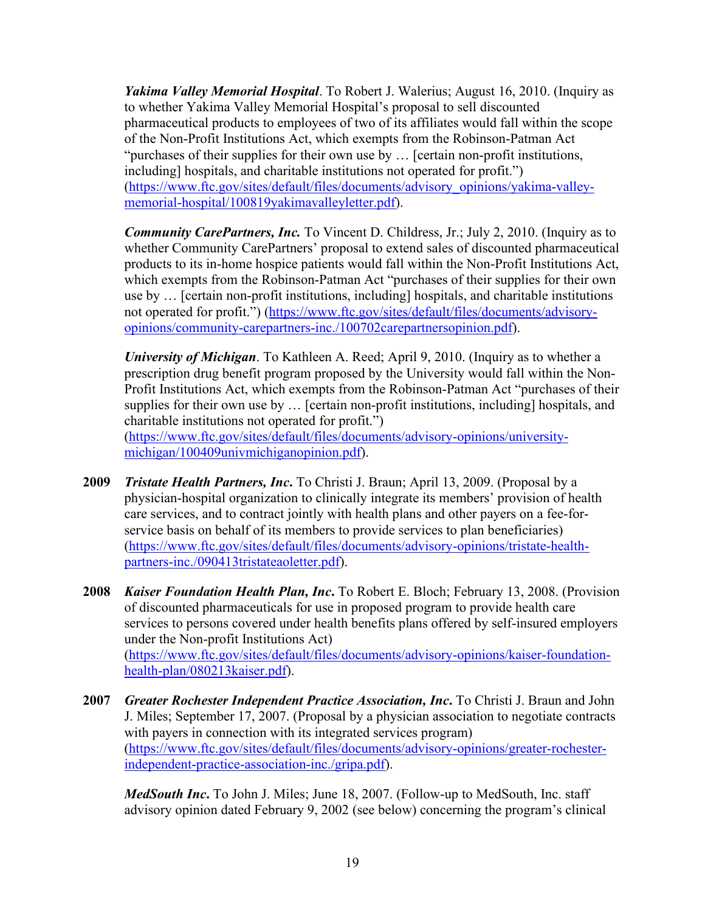***Yakima Valley Memorial Hospital***. To Robert J. Walerius; August 16, 2010. (Inquiry as to whether Yakima Valley Memorial Hospital's proposal to sell discounted pharmaceutical products to employees of two of its affiliates would fall within the scope of the Non-Profit Institutions Act, which exempts from the Robinson-Patman Act "purchases of their supplies for their own use by … [certain non-profit institutions, including] hospitals, and charitable institutions not operated for profit.") (https://www.ftc.gov/sites/default/files/documents/advisory_opinions/yakima-valley-memorial-hospital/100819yakimavalleyletter.pdf).

***Community CarePartners, Inc.*** To Vincent D. Childress, Jr.; July 2, 2010. (Inquiry as to whether Community CarePartners' proposal to extend sales of discounted pharmaceutical products to its in-home hospice patients would fall within the Non-Profit Institutions Act, which exempts from the Robinson-Patman Act "purchases of their supplies for their own use by … [certain non-profit institutions, including] hospitals, and charitable institutions not operated for profit.") (https://www.ftc.gov/sites/default/files/documents/advisory-opinions/community-carepartners-inc./100702carepartnersopinion.pdf).

***University of Michigan***. To Kathleen A. Reed; April 9, 2010. (Inquiry as to whether a prescription drug benefit program proposed by the University would fall within the Non-Profit Institutions Act, which exempts from the Robinson-Patman Act "purchases of their supplies for their own use by … [certain non-profit institutions, including] hospitals, and charitable institutions not operated for profit.") (https://www.ftc.gov/sites/default/files/documents/advisory-opinions/university-michigan/100409univmichiganopinion.pdf).

**2009** ***Tristate Health Partners, Inc***. To Christi J. Braun; April 13, 2009. (Proposal by a physician-hospital organization to clinically integrate its members' provision of health care services, and to contract jointly with health plans and other payers on a fee-for-service basis on behalf of its members to provide services to plan beneficiaries) (https://www.ftc.gov/sites/default/files/documents/advisory-opinions/tristate-health-partners-inc./090413tristateaoletter.pdf).

**2008** ***Kaiser Foundation Health Plan, Inc***. To Robert E. Bloch; February 13, 2008. (Provision of discounted pharmaceuticals for use in proposed program to provide health care services to persons covered under health benefits plans offered by self-insured employers under the Non-profit Institutions Act) (https://www.ftc.gov/sites/default/files/documents/advisory-opinions/kaiser-foundation-health-plan/080213kaiser.pdf).

**2007** ***Greater Rochester Independent Practice Association, Inc***. To Christi J. Braun and John J. Miles; September 17, 2007. (Proposal by a physician association to negotiate contracts with payers in connection with its integrated services program) (https://www.ftc.gov/sites/default/files/documents/advisory-opinions/greater-rochester-independent-practice-association-inc./gripa.pdf).

***MedSouth Inc***. To John J. Miles; June 18, 2007. (Follow-up to MedSouth, Inc. staff advisory opinion dated February 9, 2002 (see below) concerning the program's clinical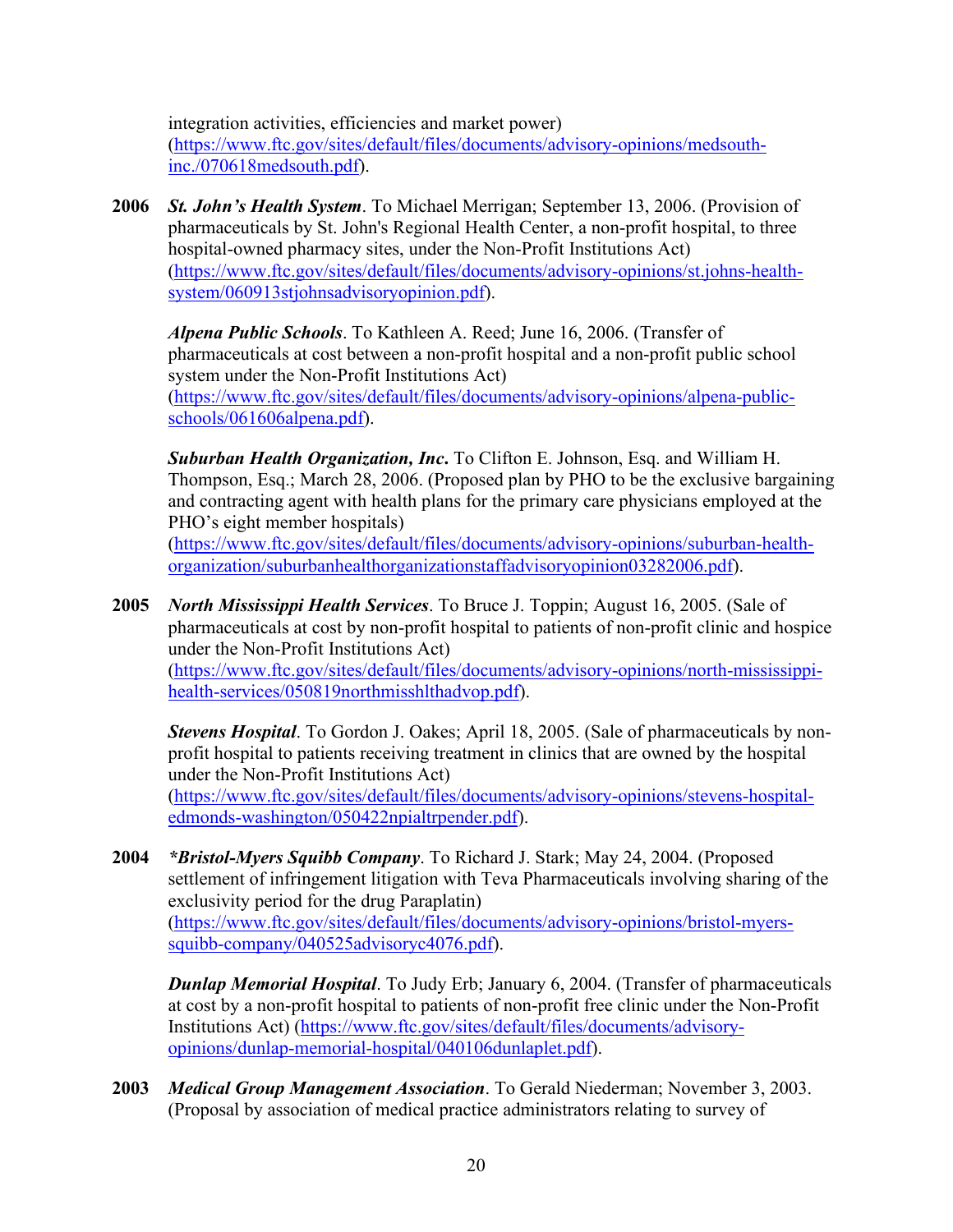integration activities, efficiencies and market power) (https://www.ftc.gov/sites/default/files/documents/advisory-opinions/medsouth-inc./070618medsouth.pdf).

**2006** ***St. John's Health System***. To Michael Merrigan; September 13, 2006. (Provision of pharmaceuticals by St. John's Regional Health Center, a non-profit hospital, to three hospital-owned pharmacy sites, under the Non-Profit Institutions Act) (https://www.ftc.gov/sites/default/files/documents/advisory-opinions/st.johns-health-system/060913stjohnsadvisoryopinion.pdf).

***Alpena Public Schools***. To Kathleen A. Reed; June 16, 2006. (Transfer of pharmaceuticals at cost between a non-profit hospital and a non-profit public school system under the Non-Profit Institutions Act) (https://www.ftc.gov/sites/default/files/documents/advisory-opinions/alpena-public-schools/061606alpena.pdf).

***Suburban Health Organization, Inc.*** To Clifton E. Johnson, Esq. and William H. Thompson, Esq.; March 28, 2006. (Proposed plan by PHO to be the exclusive bargaining and contracting agent with health plans for the primary care physicians employed at the PHO's eight member hospitals) (https://www.ftc.gov/sites/default/files/documents/advisory-opinions/suburban-health-organization/suburbanhealthorganizationstaffadvisoryopinion03282006.pdf).

**2005** ***North Mississippi Health Services***. To Bruce J. Toppin; August 16, 2005. (Sale of pharmaceuticals at cost by non-profit hospital to patients of non-profit clinic and hospice under the Non-Profit Institutions Act) (https://www.ftc.gov/sites/default/files/documents/advisory-opinions/north-mississippi-health-services/050819northmisshlthadvop.pdf).

***Stevens Hospital***. To Gordon J. Oakes; April 18, 2005. (Sale of pharmaceuticals by non-profit hospital to patients receiving treatment in clinics that are owned by the hospital under the Non-Profit Institutions Act) (https://www.ftc.gov/sites/default/files/documents/advisory-opinions/stevens-hospital-edmonds-washington/050422npialtrpender.pdf).

**2004** ***\*Bristol-Myers Squibb Company***. To Richard J. Stark; May 24, 2004. (Proposed settlement of infringement litigation with Teva Pharmaceuticals involving sharing of the exclusivity period for the drug Paraplatin) (https://www.ftc.gov/sites/default/files/documents/advisory-opinions/bristol-myers-squibb-company/040525advisoryc4076.pdf).

***Dunlap Memorial Hospital***. To Judy Erb; January 6, 2004. (Transfer of pharmaceuticals at cost by a non-profit hospital to patients of non-profit free clinic under the Non-Profit Institutions Act) (https://www.ftc.gov/sites/default/files/documents/advisory-opinions/dunlap-memorial-hospital/040106dunlaplet.pdf).

**2003** ***Medical Group Management Association***. To Gerald Niederman; November 3, 2003. (Proposal by association of medical practice administrators relating to survey of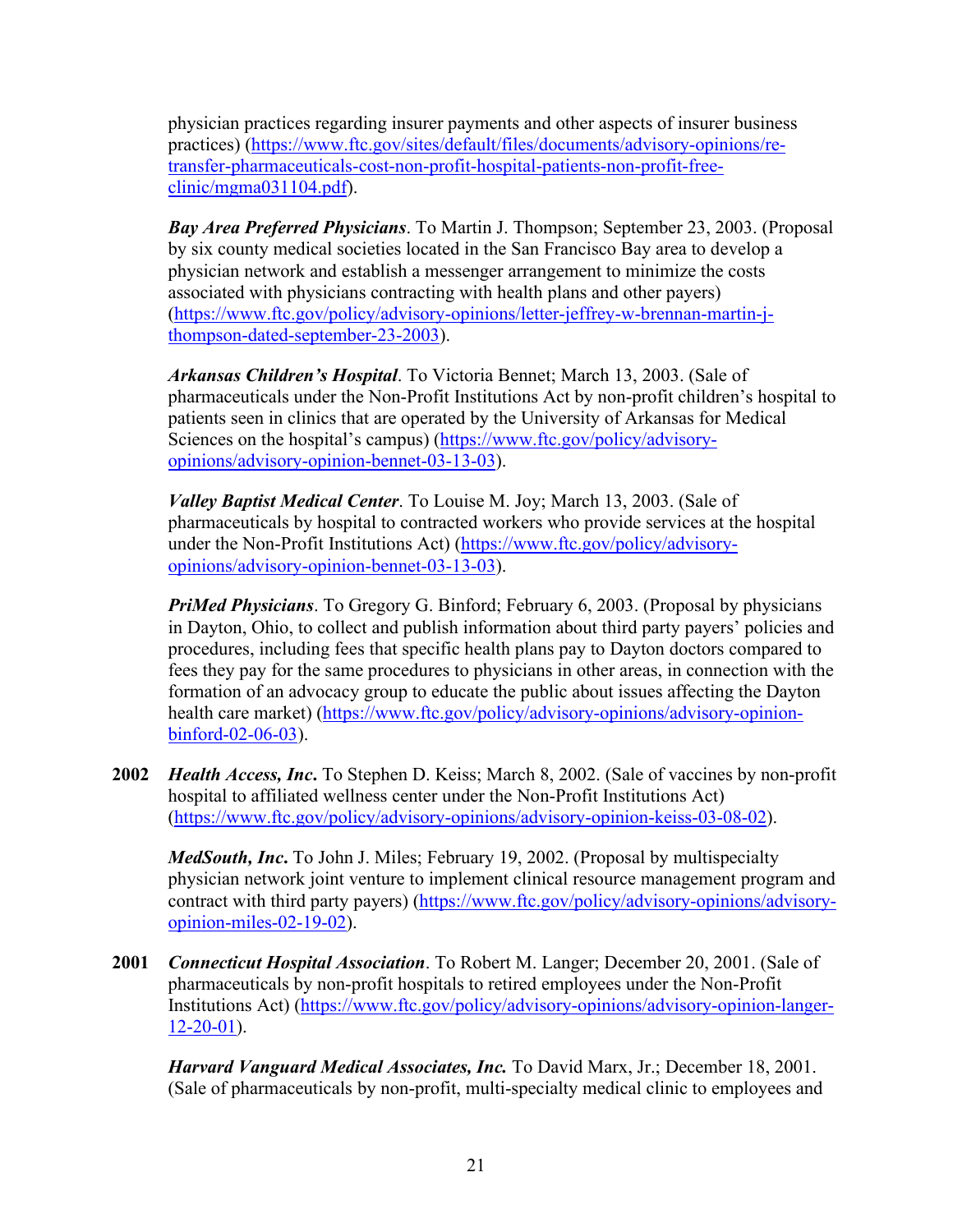physician practices regarding insurer payments and other aspects of insurer business practices) (https://www.ftc.gov/sites/default/files/documents/advisory-opinions/re-transfer-pharmaceuticals-cost-non-profit-hospital-patients-non-profit-free-clinic/mgma031104.pdf).

***Bay Area Preferred Physicians***. To Martin J. Thompson; September 23, 2003. (Proposal by six county medical societies located in the San Francisco Bay area to develop a physician network and establish a messenger arrangement to minimize the costs associated with physicians contracting with health plans and other payers) (https://www.ftc.gov/policy/advisory-opinions/letter-jeffrey-w-brennan-martin-j-thompson-dated-september-23-2003).

***Arkansas Children's Hospital***. To Victoria Bennet; March 13, 2003. (Sale of pharmaceuticals under the Non-Profit Institutions Act by non-profit children's hospital to patients seen in clinics that are operated by the University of Arkansas for Medical Sciences on the hospital's campus) (https://www.ftc.gov/policy/advisory-opinions/advisory-opinion-bennet-03-13-03).

***Valley Baptist Medical Center***. To Louise M. Joy; March 13, 2003. (Sale of pharmaceuticals by hospital to contracted workers who provide services at the hospital under the Non-Profit Institutions Act) (https://www.ftc.gov/policy/advisory-opinions/advisory-opinion-bennet-03-13-03).

***PriMed Physicians***. To Gregory G. Binford; February 6, 2003. (Proposal by physicians in Dayton, Ohio, to collect and publish information about third party payers' policies and procedures, including fees that specific health plans pay to Dayton doctors compared to fees they pay for the same procedures to physicians in other areas, in connection with the formation of an advocacy group to educate the public about issues affecting the Dayton health care market) (https://www.ftc.gov/policy/advisory-opinions/advisory-opinion-binford-02-06-03).

**2002** ***Health Access, Inc***. To Stephen D. Keiss; March 8, 2002. (Sale of vaccines by non-profit hospital to affiliated wellness center under the Non-Profit Institutions Act) (https://www.ftc.gov/policy/advisory-opinions/advisory-opinion-keiss-03-08-02).

***MedSouth, Inc***. To John J. Miles; February 19, 2002. (Proposal by multispecialty physician network joint venture to implement clinical resource management program and contract with third party payers) (https://www.ftc.gov/policy/advisory-opinions/advisory-opinion-miles-02-19-02).

**2001** ***Connecticut Hospital Association***. To Robert M. Langer; December 20, 2001. (Sale of pharmaceuticals by non-profit hospitals to retired employees under the Non-Profit Institutions Act) (https://www.ftc.gov/policy/advisory-opinions/advisory-opinion-langer-12-20-01).

***Harvard Vanguard Medical Associates, Inc.*** To David Marx, Jr.; December 18, 2001. (Sale of pharmaceuticals by non-profit, multi-specialty medical clinic to employees and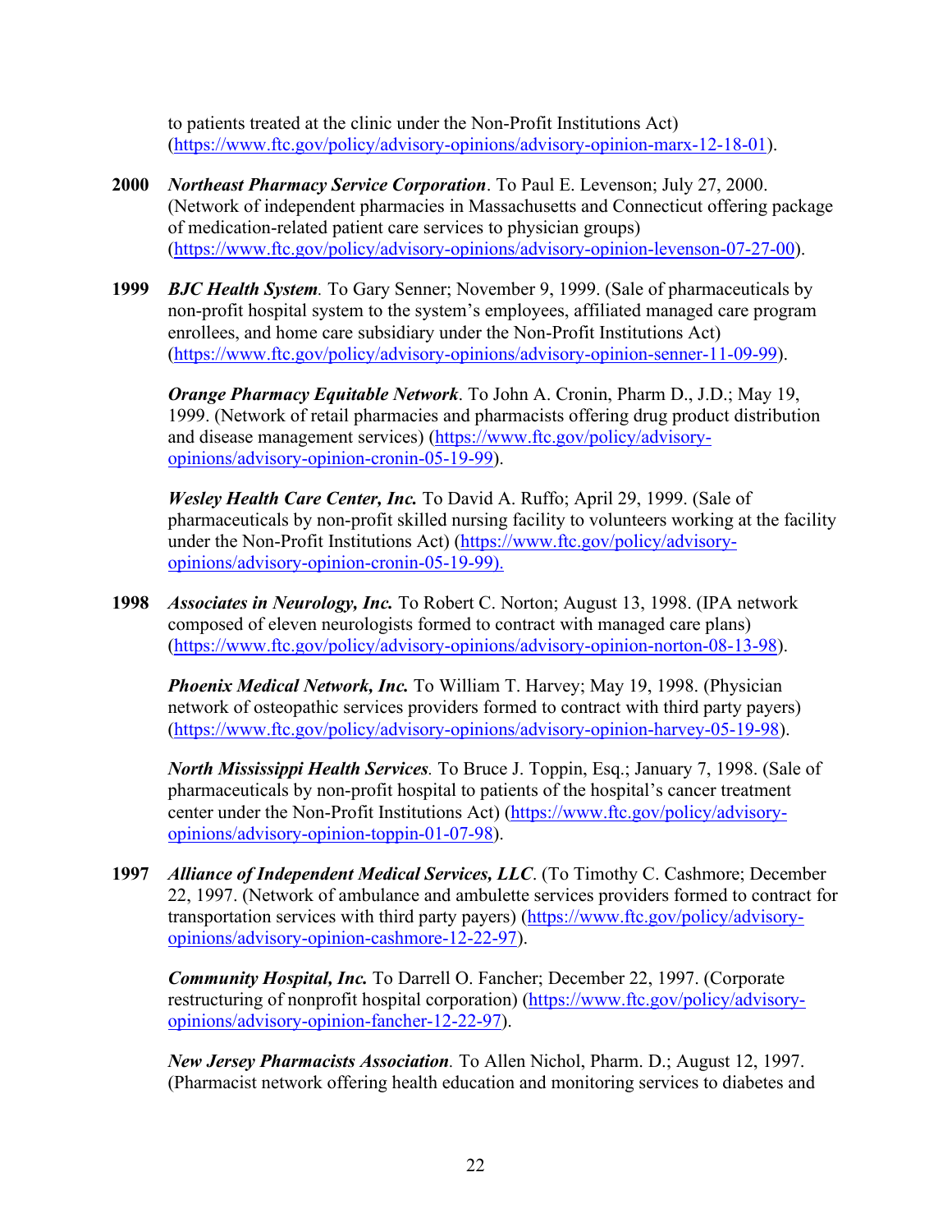to patients treated at the clinic under the Non-Profit Institutions Act) (https://www.ftc.gov/policy/advisory-opinions/advisory-opinion-marx-12-18-01).

**2000** ***Northeast Pharmacy Service Corporation***. To Paul E. Levenson; July 27, 2000. (Network of independent pharmacies in Massachusetts and Connecticut offering package of medication-related patient care services to physician groups) (https://www.ftc.gov/policy/advisory-opinions/advisory-opinion-levenson-07-27-00).

**1999** ***BJC Health System****.* To Gary Senner; November 9, 1999. (Sale of pharmaceuticals by non-profit hospital system to the system's employees, affiliated managed care program enrollees, and home care subsidiary under the Non-Profit Institutions Act) (https://www.ftc.gov/policy/advisory-opinions/advisory-opinion-senner-11-09-99).

***Orange Pharmacy Equitable Network***. To John A. Cronin, Pharm D., J.D.; May 19, 1999. (Network of retail pharmacies and pharmacists offering drug product distribution and disease management services) (https://www.ftc.gov/policy/advisory-opinions/advisory-opinion-cronin-05-19-99).

***Wesley Health Care Center, Inc.*** To David A. Ruffo; April 29, 1999. (Sale of pharmaceuticals by non-profit skilled nursing facility to volunteers working at the facility under the Non-Profit Institutions Act) (https://www.ftc.gov/policy/advisory-opinions/advisory-opinion-cronin-05-19-99).

**1998** ***Associates in Neurology, Inc.*** To Robert C. Norton; August 13, 1998. (IPA network composed of eleven neurologists formed to contract with managed care plans) (https://www.ftc.gov/policy/advisory-opinions/advisory-opinion-norton-08-13-98).

***Phoenix Medical Network, Inc.*** To William T. Harvey; May 19, 1998. (Physician network of osteopathic services providers formed to contract with third party payers) (https://www.ftc.gov/policy/advisory-opinions/advisory-opinion-harvey-05-19-98).

***North Mississippi Health Services****.* To Bruce J. Toppin, Esq.; January 7, 1998. (Sale of pharmaceuticals by non-profit hospital to patients of the hospital's cancer treatment center under the Non-Profit Institutions Act) (https://www.ftc.gov/policy/advisory-opinions/advisory-opinion-toppin-01-07-98).

**1997** ***Alliance of Independent Medical Services, LLC***. (To Timothy C. Cashmore; December 22, 1997. (Network of ambulance and ambulette services providers formed to contract for transportation services with third party payers) (https://www.ftc.gov/policy/advisory-opinions/advisory-opinion-cashmore-12-22-97).

***Community Hospital, Inc.*** To Darrell O. Fancher; December 22, 1997. (Corporate restructuring of nonprofit hospital corporation) (https://www.ftc.gov/policy/advisory-opinions/advisory-opinion-fancher-12-22-97).

***New Jersey Pharmacists Association****.* To Allen Nichol, Pharm. D.; August 12, 1997. (Pharmacist network offering health education and monitoring services to diabetes and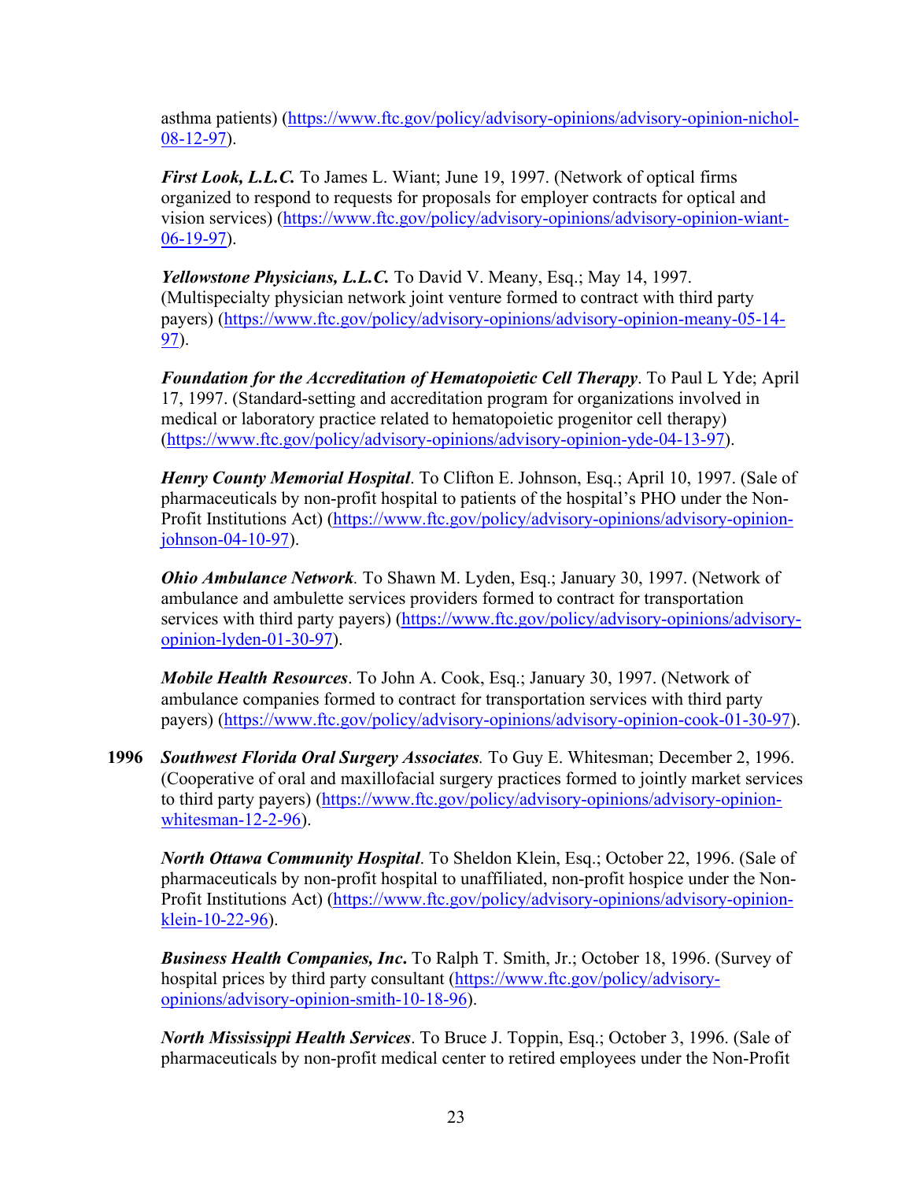asthma patients) (https://www.ftc.gov/policy/advisory-opinions/advisory-opinion-nichol-08-12-97).

***First Look, L.L.C.*** To James L. Wiant; June 19, 1997. (Network of optical firms organized to respond to requests for proposals for employer contracts for optical and vision services) (https://www.ftc.gov/policy/advisory-opinions/advisory-opinion-wiant-06-19-97).

***Yellowstone Physicians, L.L.C.*** To David V. Meany, Esq.; May 14, 1997. (Multispecialty physician network joint venture formed to contract with third party payers) (https://www.ftc.gov/policy/advisory-opinions/advisory-opinion-meany-05-14-97).

***Foundation for the Accreditation of Hematopoietic Cell Therapy***. To Paul L Yde; April 17, 1997. (Standard-setting and accreditation program for organizations involved in medical or laboratory practice related to hematopoietic progenitor cell therapy) (https://www.ftc.gov/policy/advisory-opinions/advisory-opinion-yde-04-13-97).

***Henry County Memorial Hospital***. To Clifton E. Johnson, Esq.; April 10, 1997. (Sale of pharmaceuticals by non-profit hospital to patients of the hospital's PHO under the Non-Profit Institutions Act) (https://www.ftc.gov/policy/advisory-opinions/advisory-opinion-johnson-04-10-97).

***Ohio Ambulance Network***. To Shawn M. Lyden, Esq.; January 30, 1997. (Network of ambulance and ambulette services providers formed to contract for transportation services with third party payers) (https://www.ftc.gov/policy/advisory-opinions/advisory-opinion-lyden-01-30-97).

***Mobile Health Resources***. To John A. Cook, Esq.; January 30, 1997. (Network of ambulance companies formed to contract for transportation services with third party payers) (https://www.ftc.gov/policy/advisory-opinions/advisory-opinion-cook-01-30-97).

**1996** ***Southwest Florida Oral Surgery Associates***. To Guy E. Whitesman; December 2, 1996. (Cooperative of oral and maxillofacial surgery practices formed to jointly market services to third party payers) (https://www.ftc.gov/policy/advisory-opinions/advisory-opinion-whitesman-12-2-96).

***North Ottawa Community Hospital***. To Sheldon Klein, Esq.; October 22, 1996. (Sale of pharmaceuticals by non-profit hospital to unaffiliated, non-profit hospice under the Non-Profit Institutions Act) (https://www.ftc.gov/policy/advisory-opinions/advisory-opinion-klein-10-22-96).

***Business Health Companies, Inc***. To Ralph T. Smith, Jr.; October 18, 1996. (Survey of hospital prices by third party consultant (https://www.ftc.gov/policy/advisory-opinions/advisory-opinion-smith-10-18-96).

***North Mississippi Health Services***. To Bruce J. Toppin, Esq.; October 3, 1996. (Sale of pharmaceuticals by non-profit medical center to retired employees under the Non-Profit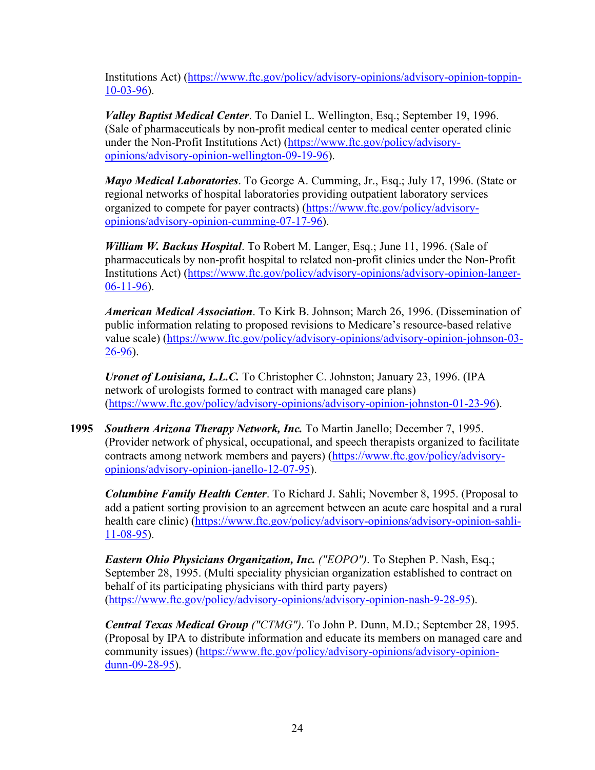Institutions Act) (https://www.ftc.gov/policy/advisory-opinions/advisory-opinion-toppin-10-03-96).

***Valley Baptist Medical Center***. To Daniel L. Wellington, Esq.; September 19, 1996. (Sale of pharmaceuticals by non-profit medical center to medical center operated clinic under the Non-Profit Institutions Act) (https://www.ftc.gov/policy/advisory-opinions/advisory-opinion-wellington-09-19-96).

***Mayo Medical Laboratories***. To George A. Cumming, Jr., Esq.; July 17, 1996. (State or regional networks of hospital laboratories providing outpatient laboratory services organized to compete for payer contracts) (https://www.ftc.gov/policy/advisory-opinions/advisory-opinion-cumming-07-17-96).

***William W. Backus Hospital***. To Robert M. Langer, Esq.; June 11, 1996. (Sale of pharmaceuticals by non-profit hospital to related non-profit clinics under the Non-Profit Institutions Act) (https://www.ftc.gov/policy/advisory-opinions/advisory-opinion-langer-06-11-96).

***American Medical Association***. To Kirk B. Johnson; March 26, 1996. (Dissemination of public information relating to proposed revisions to Medicare's resource-based relative value scale) (https://www.ftc.gov/policy/advisory-opinions/advisory-opinion-johnson-03-26-96).

***Uronet of Louisiana, L.L.C.*** To Christopher C. Johnston; January 23, 1996. (IPA network of urologists formed to contract with managed care plans) (https://www.ftc.gov/policy/advisory-opinions/advisory-opinion-johnston-01-23-96).

**1995** ***Southern Arizona Therapy Network, Inc.*** To Martin Janello; December 7, 1995. (Provider network of physical, occupational, and speech therapists organized to facilitate contracts among network members and payers) (https://www.ftc.gov/policy/advisory-opinions/advisory-opinion-janello-12-07-95).

***Columbine Family Health Center***. To Richard J. Sahli; November 8, 1995. (Proposal to add a patient sorting provision to an agreement between an acute care hospital and a rural health care clinic) (https://www.ftc.gov/policy/advisory-opinions/advisory-opinion-sahli-11-08-95).

***Eastern Ohio Physicians Organization, Inc.*** *("EOPO")*. To Stephen P. Nash, Esq.; September 28, 1995. (Multi speciality physician organization established to contract on behalf of its participating physicians with third party payers) (https://www.ftc.gov/policy/advisory-opinions/advisory-opinion-nash-9-28-95).

***Central Texas Medical Group*** *("CTMG")*. To John P. Dunn, M.D.; September 28, 1995. (Proposal by IPA to distribute information and educate its members on managed care and community issues) (https://www.ftc.gov/policy/advisory-opinions/advisory-opinion-dunn-09-28-95).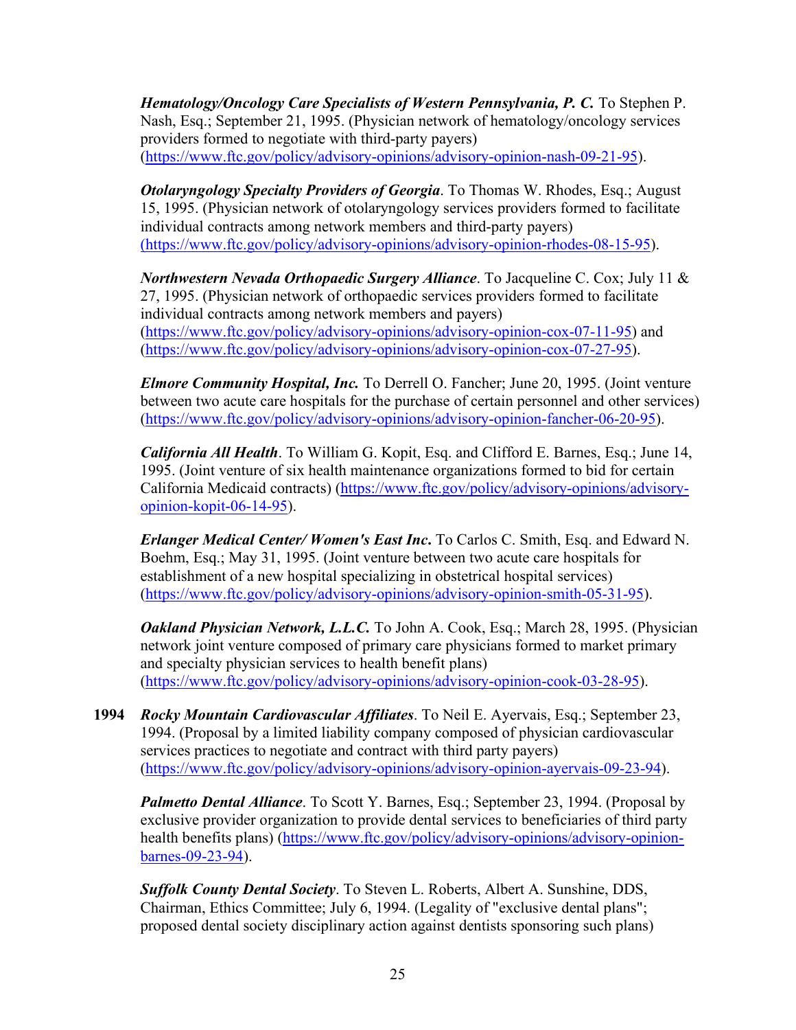***Hematology/Oncology Care Specialists of Western Pennsylvania, P. C.*** To Stephen P. Nash, Esq.; September 21, 1995. (Physician network of hematology/oncology services providers formed to negotiate with third-party payers) (https://www.ftc.gov/policy/advisory-opinions/advisory-opinion-nash-09-21-95).

***Otolaryngology Specialty Providers of Georgia***. To Thomas W. Rhodes, Esq.; August 15, 1995. (Physician network of otolaryngology services providers formed to facilitate individual contracts among network members and third-party payers) (https://www.ftc.gov/policy/advisory-opinions/advisory-opinion-rhodes-08-15-95).

***Northwestern Nevada Orthopaedic Surgery Alliance***. To Jacqueline C. Cox; July 11 & 27, 1995. (Physician network of orthopaedic services providers formed to facilitate individual contracts among network members and payers) (https://www.ftc.gov/policy/advisory-opinions/advisory-opinion-cox-07-11-95) and (https://www.ftc.gov/policy/advisory-opinions/advisory-opinion-cox-07-27-95).

***Elmore Community Hospital, Inc.*** To Derrell O. Fancher; June 20, 1995. (Joint venture between two acute care hospitals for the purchase of certain personnel and other services) (https://www.ftc.gov/policy/advisory-opinions/advisory-opinion-fancher-06-20-95).

***California All Health***. To William G. Kopit, Esq. and Clifford E. Barnes, Esq.; June 14, 1995. (Joint venture of six health maintenance organizations formed to bid for certain California Medicaid contracts) (https://www.ftc.gov/policy/advisory-opinions/advisory-opinion-kopit-06-14-95).

***Erlanger Medical Center/ Women's East Inc.*** To Carlos C. Smith, Esq. and Edward N. Boehm, Esq.; May 31, 1995. (Joint venture between two acute care hospitals for establishment of a new hospital specializing in obstetrical hospital services) (https://www.ftc.gov/policy/advisory-opinions/advisory-opinion-smith-05-31-95).

***Oakland Physician Network, L.L.C.*** To John A. Cook, Esq.; March 28, 1995. (Physician network joint venture composed of primary care physicians formed to market primary and specialty physician services to health benefit plans) (https://www.ftc.gov/policy/advisory-opinions/advisory-opinion-cook-03-28-95).

**1994** ***Rocky Mountain Cardiovascular Affiliates***. To Neil E. Ayervais, Esq.; September 23, 1994. (Proposal by a limited liability company composed of physician cardiovascular services practices to negotiate and contract with third party payers) (https://www.ftc.gov/policy/advisory-opinions/advisory-opinion-ayervais-09-23-94).

***Palmetto Dental Alliance***. To Scott Y. Barnes, Esq.; September 23, 1994. (Proposal by exclusive provider organization to provide dental services to beneficiaries of third party health benefits plans) (https://www.ftc.gov/policy/advisory-opinions/advisory-opinion-barnes-09-23-94).

***Suffolk County Dental Society***. To Steven L. Roberts, Albert A. Sunshine, DDS, Chairman, Ethics Committee; July 6, 1994. (Legality of "exclusive dental plans"; proposed dental society disciplinary action against dentists sponsoring such plans)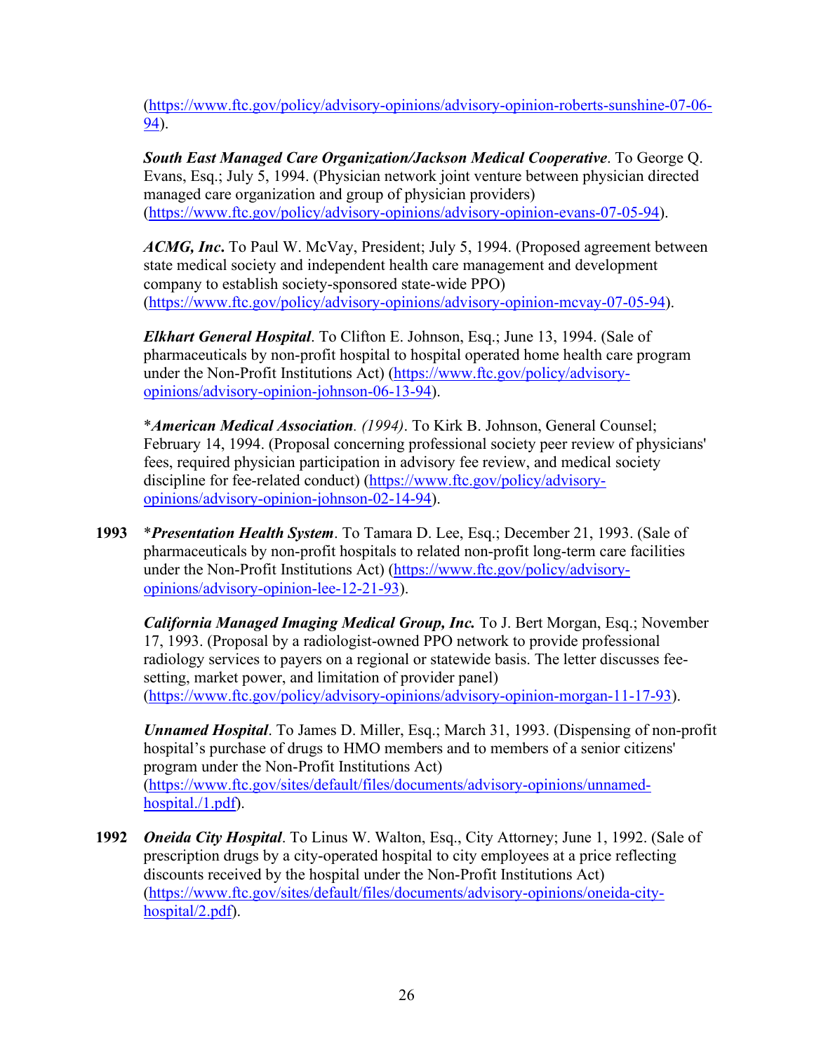(https://www.ftc.gov/policy/advisory-opinions/advisory-opinion-roberts-sunshine-07-06-94).

***South East Managed Care Organization/Jackson Medical Cooperative***. To George Q. Evans, Esq.; July 5, 1994. (Physician network joint venture between physician directed managed care organization and group of physician providers) (https://www.ftc.gov/policy/advisory-opinions/advisory-opinion-evans-07-05-94).

***ACMG, Inc.*** To Paul W. McVay, President; July 5, 1994. (Proposed agreement between state medical society and independent health care management and development company to establish society-sponsored state-wide PPO) (https://www.ftc.gov/policy/advisory-opinions/advisory-opinion-mcvay-07-05-94).

***Elkhart General Hospital***. To Clifton E. Johnson, Esq.; June 13, 1994. (Sale of pharmaceuticals by non-profit hospital to hospital operated home health care program under the Non-Profit Institutions Act) (https://www.ftc.gov/policy/advisory-opinions/advisory-opinion-johnson-06-13-94).

\****American Medical Association***. *(1994)*. To Kirk B. Johnson, General Counsel; February 14, 1994. (Proposal concerning professional society peer review of physicians' fees, required physician participation in advisory fee review, and medical society discipline for fee-related conduct) (https://www.ftc.gov/policy/advisory-opinions/advisory-opinion-johnson-02-14-94).

**1993** \****Presentation Health System***. To Tamara D. Lee, Esq.; December 21, 1993. (Sale of pharmaceuticals by non-profit hospitals to related non-profit long-term care facilities under the Non-Profit Institutions Act) (https://www.ftc.gov/policy/advisory-opinions/advisory-opinion-lee-12-21-93).

***California Managed Imaging Medical Group, Inc.*** To J. Bert Morgan, Esq.; November 17, 1993. (Proposal by a radiologist-owned PPO network to provide professional radiology services to payers on a regional or statewide basis. The letter discusses fee-setting, market power, and limitation of provider panel) (https://www.ftc.gov/policy/advisory-opinions/advisory-opinion-morgan-11-17-93).

***Unnamed Hospital***. To James D. Miller, Esq.; March 31, 1993. (Dispensing of non-profit hospital's purchase of drugs to HMO members and to members of a senior citizens' program under the Non-Profit Institutions Act) (https://www.ftc.gov/sites/default/files/documents/advisory-opinions/unnamed-hospital./1.pdf).

**1992** ***Oneida City Hospital***. To Linus W. Walton, Esq., City Attorney; June 1, 1992. (Sale of prescription drugs by a city-operated hospital to city employees at a price reflecting discounts received by the hospital under the Non-Profit Institutions Act) (https://www.ftc.gov/sites/default/files/documents/advisory-opinions/oneida-city-hospital/2.pdf).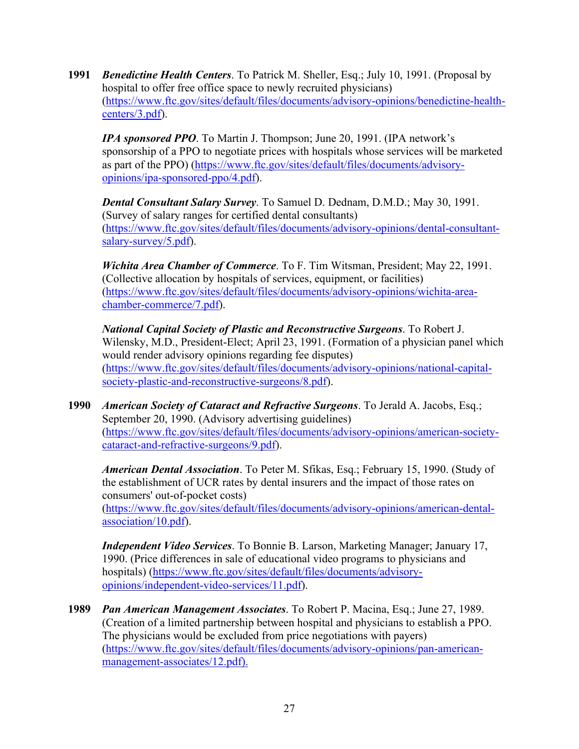**1991** ***Benedictine Health Centers***. To Patrick M. Sheller, Esq.; July 10, 1991. (Proposal by hospital to offer free office space to newly recruited physicians) (https://www.ftc.gov/sites/default/files/documents/advisory-opinions/benedictine-health-centers/3.pdf).

***IPA sponsored PPO***. To Martin J. Thompson; June 20, 1991. (IPA network's sponsorship of a PPO to negotiate prices with hospitals whose services will be marketed as part of the PPO) (https://www.ftc.gov/sites/default/files/documents/advisory-opinions/ipa-sponsored-ppo/4.pdf).

***Dental Consultant Salary Survey***. To Samuel D. Dednam, D.M.D.; May 30, 1991. (Survey of salary ranges for certified dental consultants) (https://www.ftc.gov/sites/default/files/documents/advisory-opinions/dental-consultant-salary-survey/5.pdf).

***Wichita Area Chamber of Commerce***. To F. Tim Witsman, President; May 22, 1991. (Collective allocation by hospitals of services, equipment, or facilities) (https://www.ftc.gov/sites/default/files/documents/advisory-opinions/wichita-area-chamber-commerce/7.pdf).

***National Capital Society of Plastic and Reconstructive Surgeons***. To Robert J. Wilensky, M.D., President-Elect; April 23, 1991. (Formation of a physician panel which would render advisory opinions regarding fee disputes) (https://www.ftc.gov/sites/default/files/documents/advisory-opinions/national-capital-society-plastic-and-reconstructive-surgeons/8.pdf).

**1990** ***American Society of Cataract and Refractive Surgeons***. To Jerald A. Jacobs, Esq.; September 20, 1990. (Advisory advertising guidelines) (https://www.ftc.gov/sites/default/files/documents/advisory-opinions/american-society-cataract-and-refractive-surgeons/9.pdf).

***American Dental Association***. To Peter M. Sfikas, Esq.; February 15, 1990. (Study of the establishment of UCR rates by dental insurers and the impact of those rates on consumers' out-of-pocket costs) (https://www.ftc.gov/sites/default/files/documents/advisory-opinions/american-dental-association/10.pdf).

***Independent Video Services***. To Bonnie B. Larson, Marketing Manager; January 17, 1990. (Price differences in sale of educational video programs to physicians and hospitals) (https://www.ftc.gov/sites/default/files/documents/advisory-opinions/independent-video-services/11.pdf).

**1989** ***Pan American Management Associates***. To Robert P. Macina, Esq.; June 27, 1989. (Creation of a limited partnership between hospital and physicians to establish a PPO. The physicians would be excluded from price negotiations with payers) (https://www.ftc.gov/sites/default/files/documents/advisory-opinions/pan-american-management-associates/12.pdf).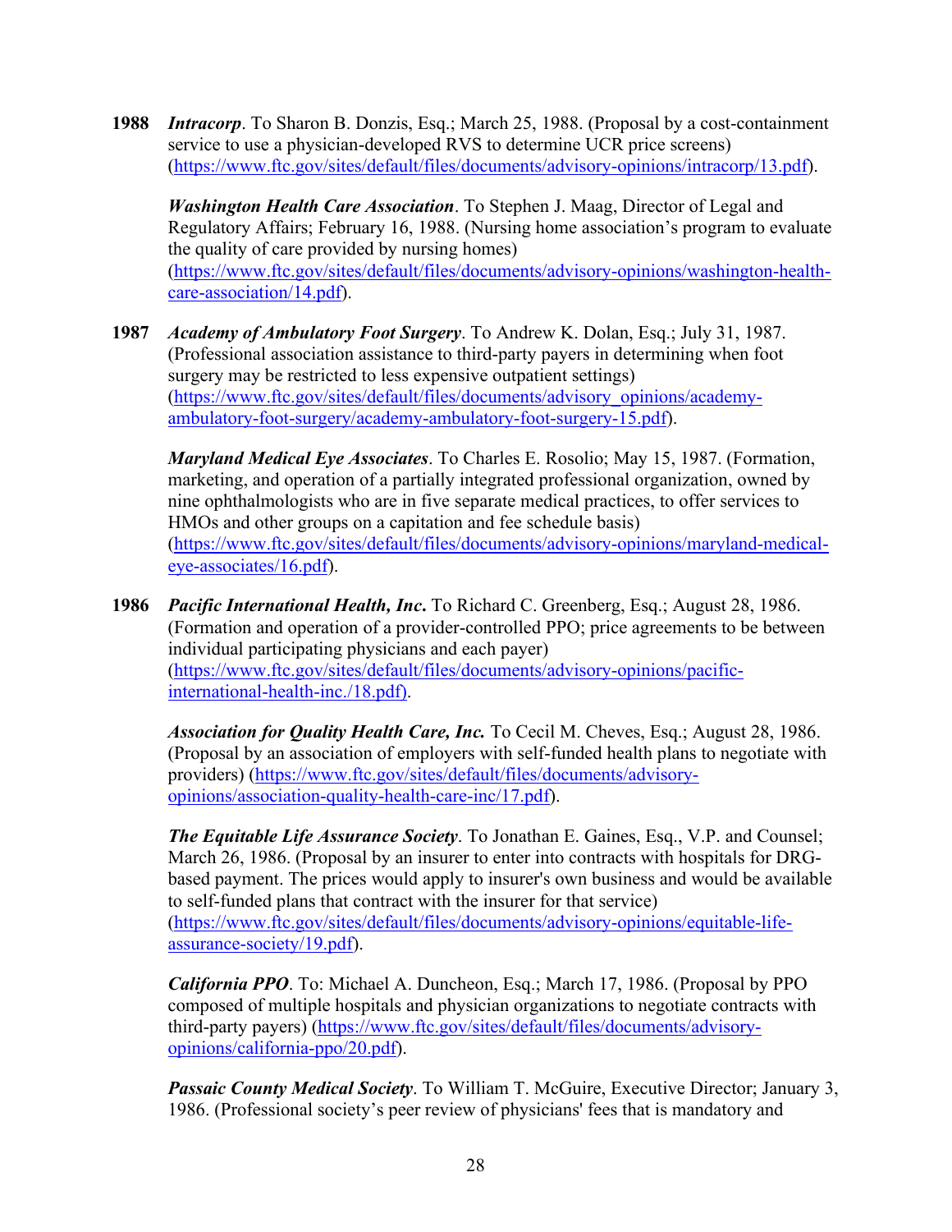**1988** ***Intracorp***. To Sharon B. Donzis, Esq.; March 25, 1988. (Proposal by a cost-containment service to use a physician-developed RVS to determine UCR price screens) (https://www.ftc.gov/sites/default/files/documents/advisory-opinions/intracorp/13.pdf).

***Washington Health Care Association***. To Stephen J. Maag, Director of Legal and Regulatory Affairs; February 16, 1988. (Nursing home association's program to evaluate the quality of care provided by nursing homes) (https://www.ftc.gov/sites/default/files/documents/advisory-opinions/washington-health-care-association/14.pdf).

**1987** ***Academy of Ambulatory Foot Surgery***. To Andrew K. Dolan, Esq.; July 31, 1987. (Professional association assistance to third-party payers in determining when foot surgery may be restricted to less expensive outpatient settings) (https://www.ftc.gov/sites/default/files/documents/advisory_opinions/academy-ambulatory-foot-surgery/academy-ambulatory-foot-surgery-15.pdf).

***Maryland Medical Eye Associates***. To Charles E. Rosolio; May 15, 1987. (Formation, marketing, and operation of a partially integrated professional organization, owned by nine ophthalmologists who are in five separate medical practices, to offer services to HMOs and other groups on a capitation and fee schedule basis) (https://www.ftc.gov/sites/default/files/documents/advisory-opinions/maryland-medical-eye-associates/16.pdf).

**1986** ***Pacific International Health, Inc.*** To Richard C. Greenberg, Esq.; August 28, 1986. (Formation and operation of a provider-controlled PPO; price agreements to be between individual participating physicians and each payer) (https://www.ftc.gov/sites/default/files/documents/advisory-opinions/pacific-international-health-inc./18.pdf).

***Association for Quality Health Care, Inc.*** To Cecil M. Cheves, Esq.; August 28, 1986. (Proposal by an association of employers with self-funded health plans to negotiate with providers) (https://www.ftc.gov/sites/default/files/documents/advisory-opinions/association-quality-health-care-inc/17.pdf).

***The Equitable Life Assurance Society***. To Jonathan E. Gaines, Esq., V.P. and Counsel; March 26, 1986. (Proposal by an insurer to enter into contracts with hospitals for DRG-based payment. The prices would apply to insurer's own business and would be available to self-funded plans that contract with the insurer for that service) (https://www.ftc.gov/sites/default/files/documents/advisory-opinions/equitable-life-assurance-society/19.pdf).

***California PPO***. To: Michael A. Duncheon, Esq.; March 17, 1986. (Proposal by PPO composed of multiple hospitals and physician organizations to negotiate contracts with third-party payers) (https://www.ftc.gov/sites/default/files/documents/advisory-opinions/california-ppo/20.pdf).

***Passaic County Medical Society***. To William T. McGuire, Executive Director; January 3, 1986. (Professional society's peer review of physicians' fees that is mandatory and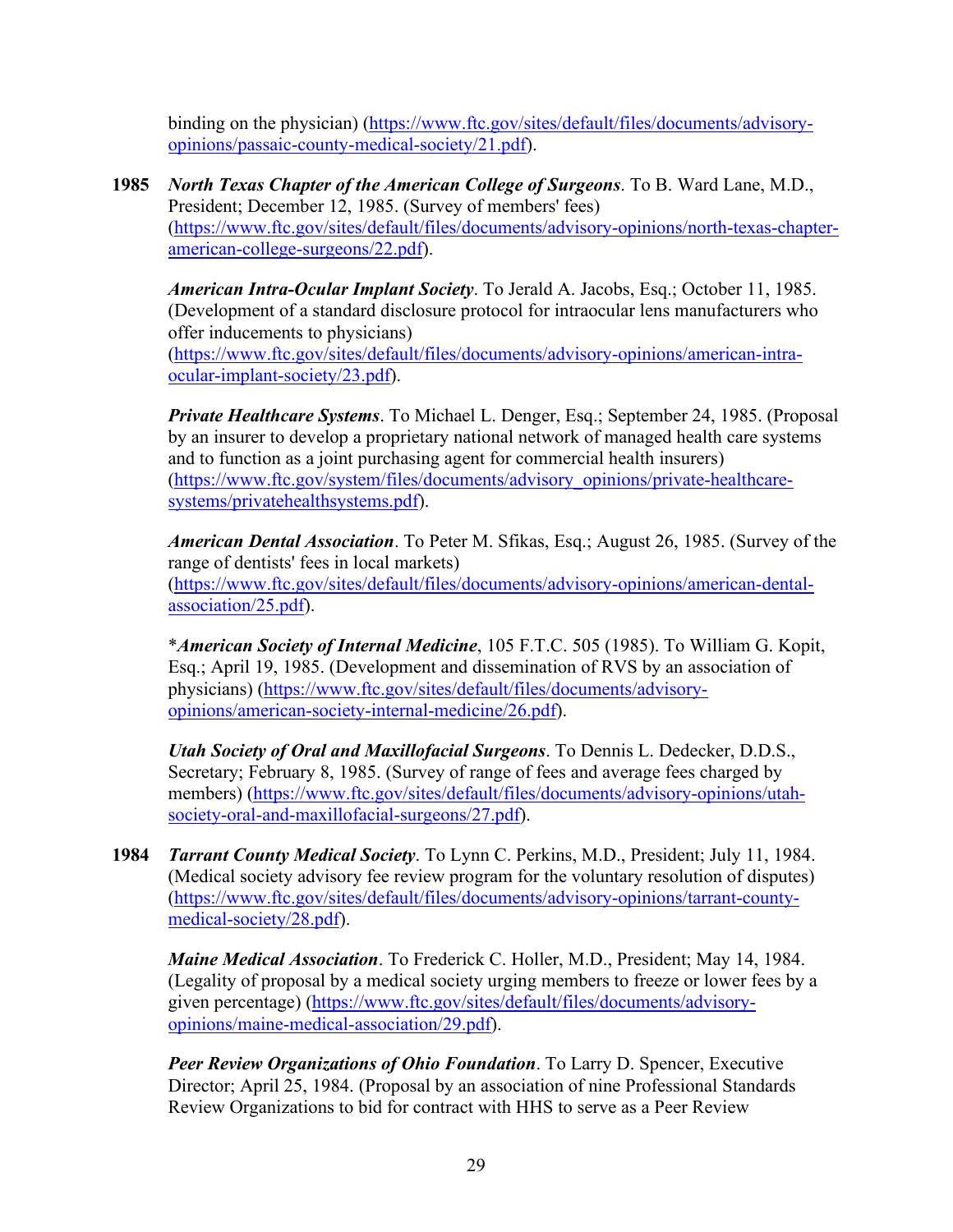binding on the physician) (https://www.ftc.gov/sites/default/files/documents/advisory-opinions/passaic-county-medical-society/21.pdf).

**1985** ***North Texas Chapter of the American College of Surgeons***. To B. Ward Lane, M.D., President; December 12, 1985. (Survey of members' fees) (https://www.ftc.gov/sites/default/files/documents/advisory-opinions/north-texas-chapter-american-college-surgeons/22.pdf).

***American Intra-Ocular Implant Society***. To Jerald A. Jacobs, Esq.; October 11, 1985. (Development of a standard disclosure protocol for intraocular lens manufacturers who offer inducements to physicians) (https://www.ftc.gov/sites/default/files/documents/advisory-opinions/american-intra-ocular-implant-society/23.pdf).

***Private Healthcare Systems***. To Michael L. Denger, Esq.; September 24, 1985. (Proposal by an insurer to develop a proprietary national network of managed health care systems and to function as a joint purchasing agent for commercial health insurers) (https://www.ftc.gov/system/files/documents/advisory_opinions/private-healthcare-systems/privatehealthsystems.pdf).

***American Dental Association***. To Peter M. Sfikas, Esq.; August 26, 1985. (Survey of the range of dentists' fees in local markets) (https://www.ftc.gov/sites/default/files/documents/advisory-opinions/american-dental-association/25.pdf).

\****American Society of Internal Medicine***, 105 F.T.C. 505 (1985). To William G. Kopit, Esq.; April 19, 1985. (Development and dissemination of RVS by an association of physicians) (https://www.ftc.gov/sites/default/files/documents/advisory-opinions/american-society-internal-medicine/26.pdf).

***Utah Society of Oral and Maxillofacial Surgeons***. To Dennis L. Dedecker, D.D.S., Secretary; February 8, 1985. (Survey of range of fees and average fees charged by members) (https://www.ftc.gov/sites/default/files/documents/advisory-opinions/utah-society-oral-and-maxillofacial-surgeons/27.pdf).

**1984** ***Tarrant County Medical Society***. To Lynn C. Perkins, M.D., President; July 11, 1984. (Medical society advisory fee review program for the voluntary resolution of disputes) (https://www.ftc.gov/sites/default/files/documents/advisory-opinions/tarrant-county-medical-society/28.pdf).

***Maine Medical Association***. To Frederick C. Holler, M.D., President; May 14, 1984. (Legality of proposal by a medical society urging members to freeze or lower fees by a given percentage) (https://www.ftc.gov/sites/default/files/documents/advisory-opinions/maine-medical-association/29.pdf).

***Peer Review Organizations of Ohio Foundation***. To Larry D. Spencer, Executive Director; April 25, 1984. (Proposal by an association of nine Professional Standards Review Organizations to bid for contract with HHS to serve as a Peer Review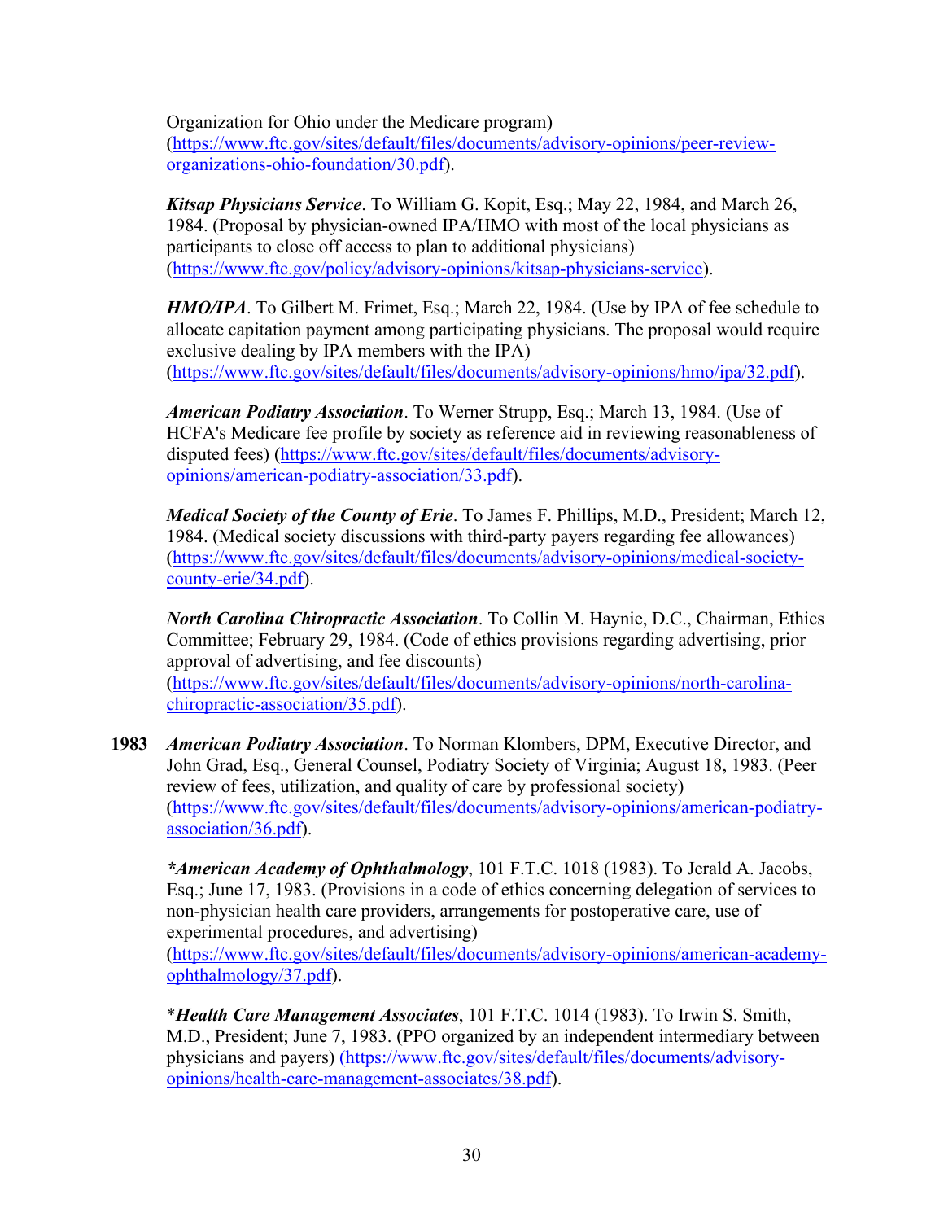Organization for Ohio under the Medicare program) (https://www.ftc.gov/sites/default/files/documents/advisory-opinions/peer-review-organizations-ohio-foundation/30.pdf).

***Kitsap Physicians Service***. To William G. Kopit, Esq.; May 22, 1984, and March 26, 1984. (Proposal by physician-owned IPA/HMO with most of the local physicians as participants to close off access to plan to additional physicians) (https://www.ftc.gov/policy/advisory-opinions/kitsap-physicians-service).

***HMO/IPA***. To Gilbert M. Frimet, Esq.; March 22, 1984. (Use by IPA of fee schedule to allocate capitation payment among participating physicians. The proposal would require exclusive dealing by IPA members with the IPA) (https://www.ftc.gov/sites/default/files/documents/advisory-opinions/hmo/ipa/32.pdf).

***American Podiatry Association***. To Werner Strupp, Esq.; March 13, 1984. (Use of HCFA's Medicare fee profile by society as reference aid in reviewing reasonableness of disputed fees) (https://www.ftc.gov/sites/default/files/documents/advisory-opinions/american-podiatry-association/33.pdf).

***Medical Society of the County of Erie***. To James F. Phillips, M.D., President; March 12, 1984. (Medical society discussions with third-party payers regarding fee allowances) (https://www.ftc.gov/sites/default/files/documents/advisory-opinions/medical-society-county-erie/34.pdf).

***North Carolina Chiropractic Association***. To Collin M. Haynie, D.C., Chairman, Ethics Committee; February 29, 1984. (Code of ethics provisions regarding advertising, prior approval of advertising, and fee discounts) (https://www.ftc.gov/sites/default/files/documents/advisory-opinions/north-carolina-chiropractic-association/35.pdf).

**1983** ***American Podiatry Association***. To Norman Klombers, DPM, Executive Director, and John Grad, Esq., General Counsel, Podiatry Society of Virginia; August 18, 1983. (Peer review of fees, utilization, and quality of care by professional society) (https://www.ftc.gov/sites/default/files/documents/advisory-opinions/american-podiatry-association/36.pdf).

***\*American Academy of Ophthalmology***, 101 F.T.C. 1018 (1983). To Jerald A. Jacobs, Esq.; June 17, 1983. (Provisions in a code of ethics concerning delegation of services to non-physician health care providers, arrangements for postoperative care, use of experimental procedures, and advertising) (https://www.ftc.gov/sites/default/files/documents/advisory-opinions/american-academy-ophthalmology/37.pdf).

\****Health Care Management Associates***, 101 F.T.C. 1014 (1983). To Irwin S. Smith, M.D., President; June 7, 1983. (PPO organized by an independent intermediary between physicians and payers) (https://www.ftc.gov/sites/default/files/documents/advisory-opinions/health-care-management-associates/38.pdf).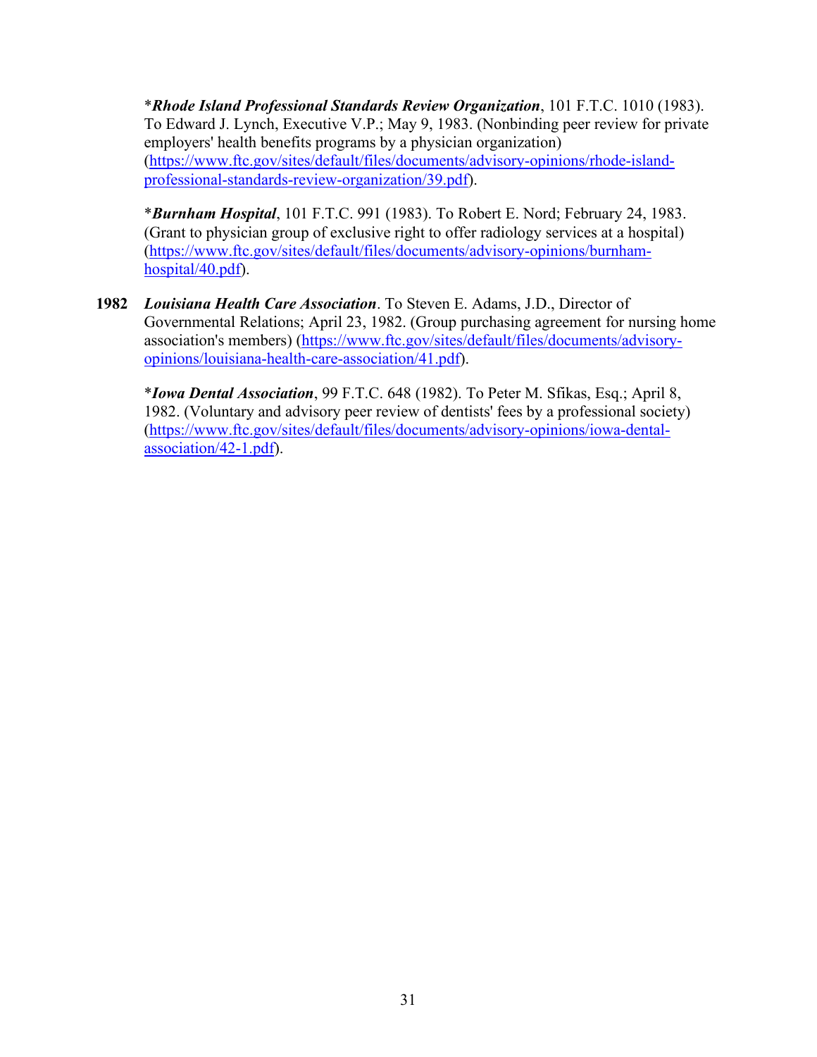\**Rhode Island Professional Standards Review Organization***, 101 F.T.C. 1010 (1983). To Edward J. Lynch, Executive V.P.; May 9, 1983. (Nonbinding peer review for private employers' health benefits programs by a physician organization) (https://www.ftc.gov/sites/default/files/documents/advisory-opinions/rhode-island-professional-standards-review-organization/39.pdf).

\**Burnham Hospital***, 101 F.T.C. 991 (1983). To Robert E. Nord; February 24, 1983. (Grant to physician group of exclusive right to offer radiology services at a hospital) (https://www.ftc.gov/sites/default/files/documents/advisory-opinions/burnham-hospital/40.pdf).

**1982** ***Louisiana Health Care Association***. To Steven E. Adams, J.D., Director of Governmental Relations; April 23, 1982. (Group purchasing agreement for nursing home association's members) (https://www.ftc.gov/sites/default/files/documents/advisory-opinions/louisiana-health-care-association/41.pdf).

\**Iowa Dental Association***, 99 F.T.C. 648 (1982). To Peter M. Sfikas, Esq.; April 8, 1982. (Voluntary and advisory peer review of dentists' fees by a professional society) (https://www.ftc.gov/sites/default/files/documents/advisory-opinions/iowa-dental-association/42-1.pdf).